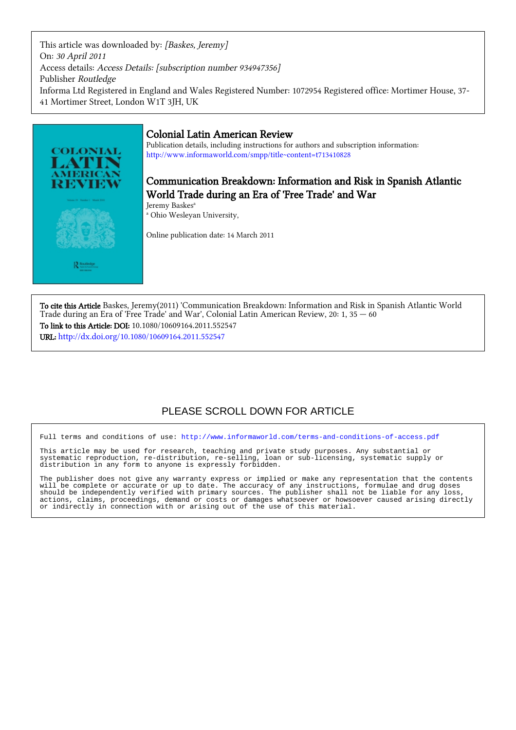This article was downloaded by: *[Baskes, Jeremy]*
On: *30 April 2011*
Access details: *Access Details: [subscription number 934947356]*
Publisher *Routledge*
Informa Ltd Registered in England and Wales Registered Number: 1072954 Registered office: Mortimer House, 37-41 Mortimer Street, London W1T 3JH, UK

# Colonial Latin American Review

Publication details, including instructions for authors and subscription information:
http://www.informaworld.com/smpp/title~content=t713410828

## Communication Breakdown: Information and Risk in Spanish Atlantic World Trade during an Era of 'Free Trade' and War

Jeremy Baskes[a]

[a] Ohio Wesleyan University,

Online publication date: 14 March 2011

**To cite this Article** Baskes, Jeremy(2011) 'Communication Breakdown: Information and Risk in Spanish Atlantic World Trade during an Era of 'Free Trade' and War', Colonial Latin American Review, 20: 1, 35 — 60

**To link to this Article: DOI:** 10.1080/10609164.2011.552547

**URL:** http://dx.doi.org/10.1080/10609164.2011.552547

PLEASE SCROLL DOWN FOR ARTICLE

Full terms and conditions of use: http://www.informaworld.com/terms-and-conditions-of-access.pdf

This article may be used for research, teaching and private study purposes. Any substantial or systematic reproduction, re-distribution, re-selling, loan or sub-licensing, systematic supply or distribution in any form to anyone is expressly forbidden.

The publisher does not give any warranty express or implied or make any representation that the contents will be complete or accurate or up to date. The accuracy of any instructions, formulae and drug doses should be independently verified with primary sources. The publisher shall not be liable for any loss, actions, claims, proceedings, demand or costs or damages whatsoever or howsoever caused arising directly or indirectly in connection with or arising out of the use of this material.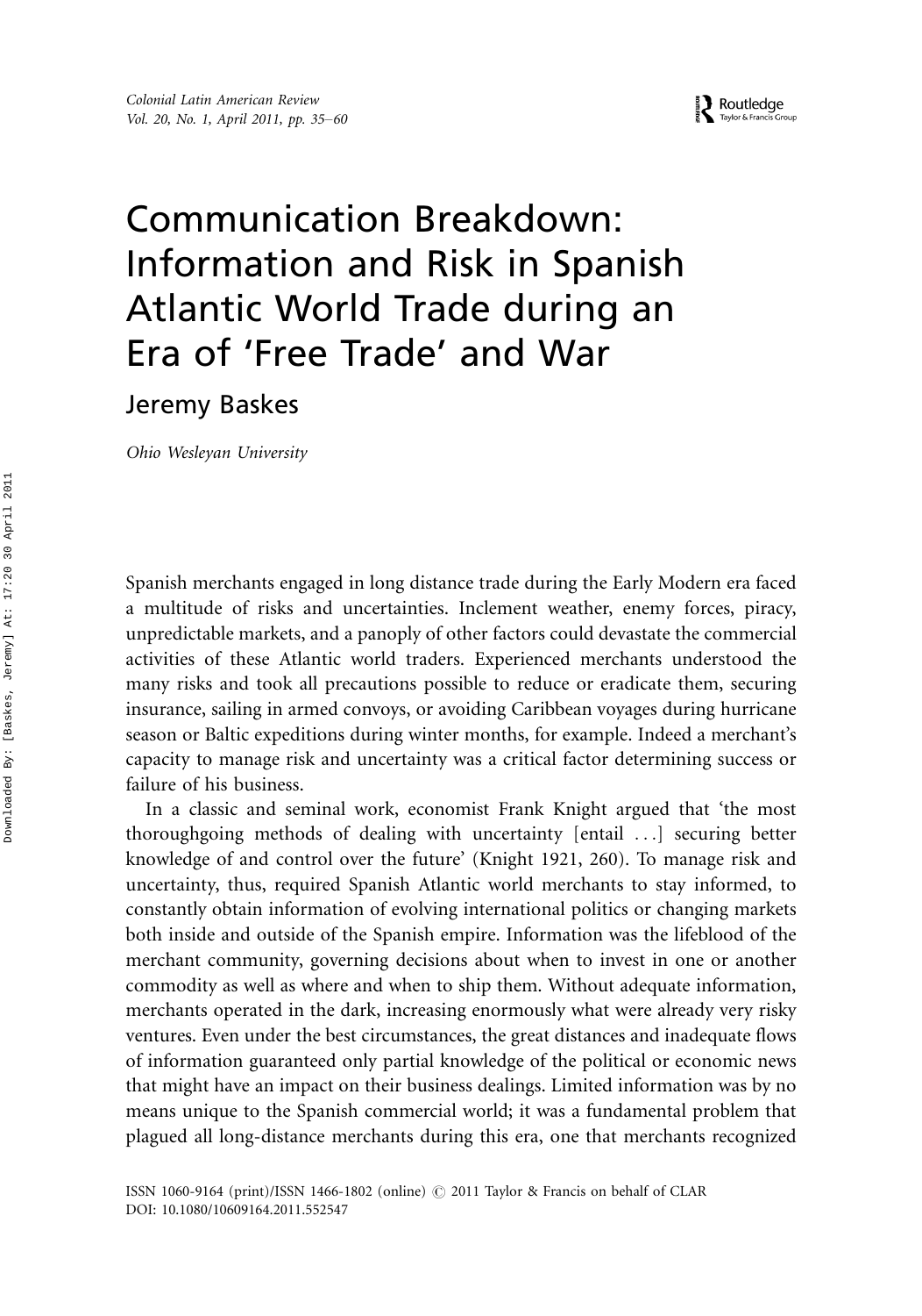# Communication Breakdown: Information and Risk in Spanish Atlantic World Trade during an Era of 'Free Trade' and War

Jeremy Baskes

*Ohio Wesleyan University*

Spanish merchants engaged in long distance trade during the Early Modern era faced a multitude of risks and uncertainties. Inclement weather, enemy forces, piracy, unpredictable markets, and a panoply of other factors could devastate the commercial activities of these Atlantic world traders. Experienced merchants understood the many risks and took all precautions possible to reduce or eradicate them, securing insurance, sailing in armed convoys, or avoiding Caribbean voyages during hurricane season or Baltic expeditions during winter months, for example. Indeed a merchant's capacity to manage risk and uncertainty was a critical factor determining success or failure of his business.

In a classic and seminal work, economist Frank Knight argued that 'the most thoroughgoing methods of dealing with uncertainty [entail ...] securing better knowledge of and control over the future' (Knight 1921, 260). To manage risk and uncertainty, thus, required Spanish Atlantic world merchants to stay informed, to constantly obtain information of evolving international politics or changing markets both inside and outside of the Spanish empire. Information was the lifeblood of the merchant community, governing decisions about when to invest in one or another commodity as well as where and when to ship them. Without adequate information, merchants operated in the dark, increasing enormously what were already very risky ventures. Even under the best circumstances, the great distances and inadequate flows of information guaranteed only partial knowledge of the political or economic news that might have an impact on their business dealings. Limited information was by no means unique to the Spanish commercial world; it was a fundamental problem that plagued all long-distance merchants during this era, one that merchants recognized

ISSN 1060-9164 (print)/ISSN 1466-1802 (online) © 2011 Taylor & Francis on behalf of CLAR
DOI: 10.1080/10609164.2011.552547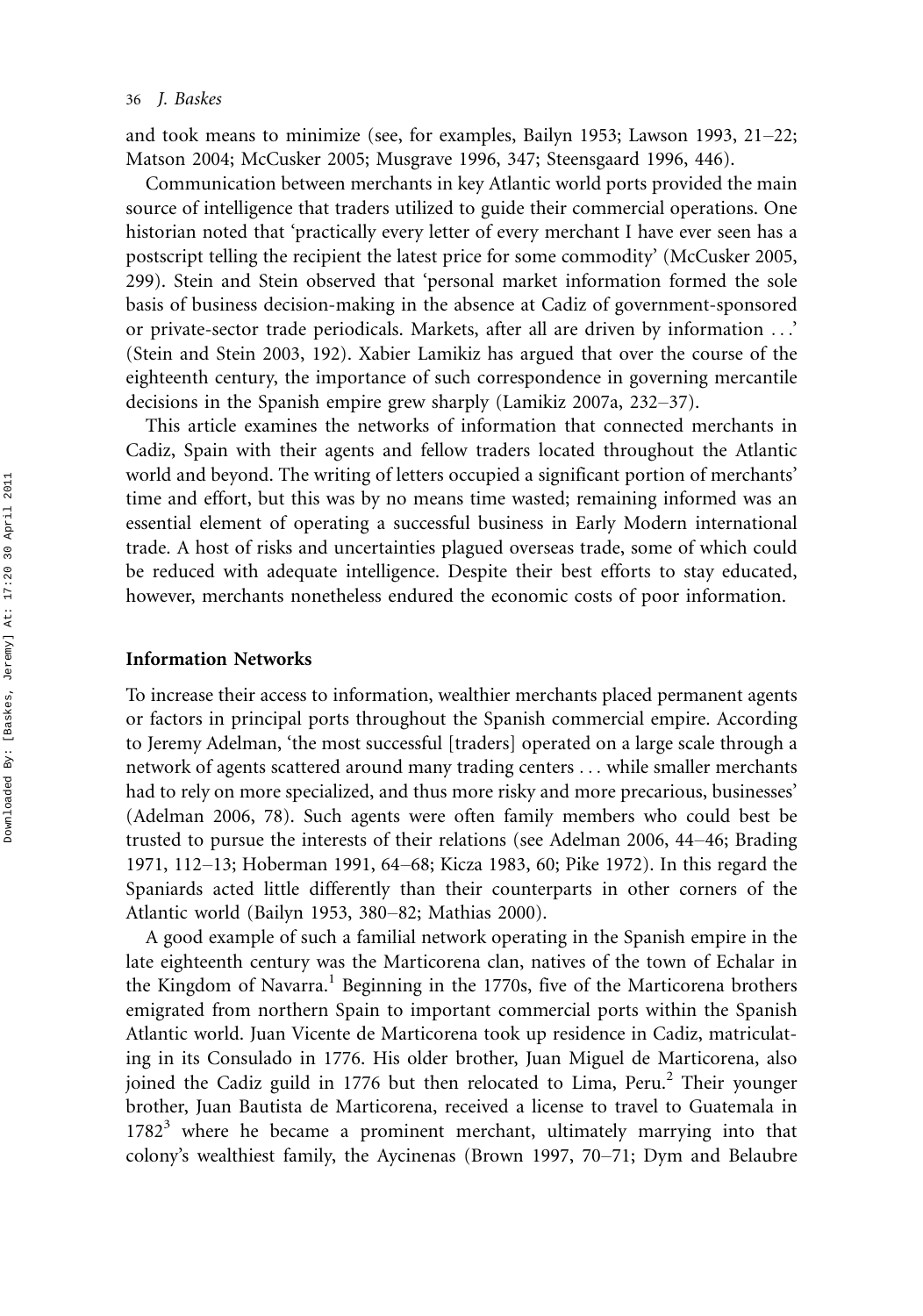and took means to minimize (see, for examples, Bailyn 1953; Lawson 1993, 21–22; Matson 2004; McCusker 2005; Musgrave 1996, 347; Steensgaard 1996, 446).

Communication between merchants in key Atlantic world ports provided the main source of intelligence that traders utilized to guide their commercial operations. One historian noted that 'practically every letter of every merchant I have ever seen has a postscript telling the recipient the latest price for some commodity' (McCusker 2005, 299). Stein and Stein observed that 'personal market information formed the sole basis of business decision-making in the absence at Cadiz of government-sponsored or private-sector trade periodicals. Markets, after all are driven by information ...' (Stein and Stein 2003, 192). Xabier Lamikiz has argued that over the course of the eighteenth century, the importance of such correspondence in governing mercantile decisions in the Spanish empire grew sharply (Lamikiz 2007a, 232–37).

This article examines the networks of information that connected merchants in Cadiz, Spain with their agents and fellow traders located throughout the Atlantic world and beyond. The writing of letters occupied a significant portion of merchants' time and effort, but this was by no means time wasted; remaining informed was an essential element of operating a successful business in Early Modern international trade. A host of risks and uncertainties plagued overseas trade, some of which could be reduced with adequate intelligence. Despite their best efforts to stay educated, however, merchants nonetheless endured the economic costs of poor information.

## Information Networks

To increase their access to information, wealthier merchants placed permanent agents or factors in principal ports throughout the Spanish commercial empire. According to Jeremy Adelman, 'the most successful [traders] operated on a large scale through a network of agents scattered around many trading centers ... while smaller merchants had to rely on more specialized, and thus more risky and more precarious, businesses' (Adelman 2006, 78). Such agents were often family members who could best be trusted to pursue the interests of their relations (see Adelman 2006, 44–46; Brading 1971, 112–13; Hoberman 1991, 64–68; Kicza 1983, 60; Pike 1972). In this regard the Spaniards acted little differently than their counterparts in other corners of the Atlantic world (Bailyn 1953, 380–82; Mathias 2000).

A good example of such a familial network operating in the Spanish empire in the late eighteenth century was the Marticorena clan, natives of the town of Echalar in the Kingdom of Navarra.[1] Beginning in the 1770s, five of the Marticorena brothers emigrated from northern Spain to important commercial ports within the Spanish Atlantic world. Juan Vicente de Marticorena took up residence in Cadiz, matriculating in its Consulado in 1776. His older brother, Juan Miguel de Marticorena, also joined the Cadiz guild in 1776 but then relocated to Lima, Peru.[2] Their younger brother, Juan Bautista de Marticorena, received a license to travel to Guatemala in 1782[3] where he became a prominent merchant, ultimately marrying into that colony's wealthiest family, the Aycinenas (Brown 1997, 70–71; Dym and Belaubre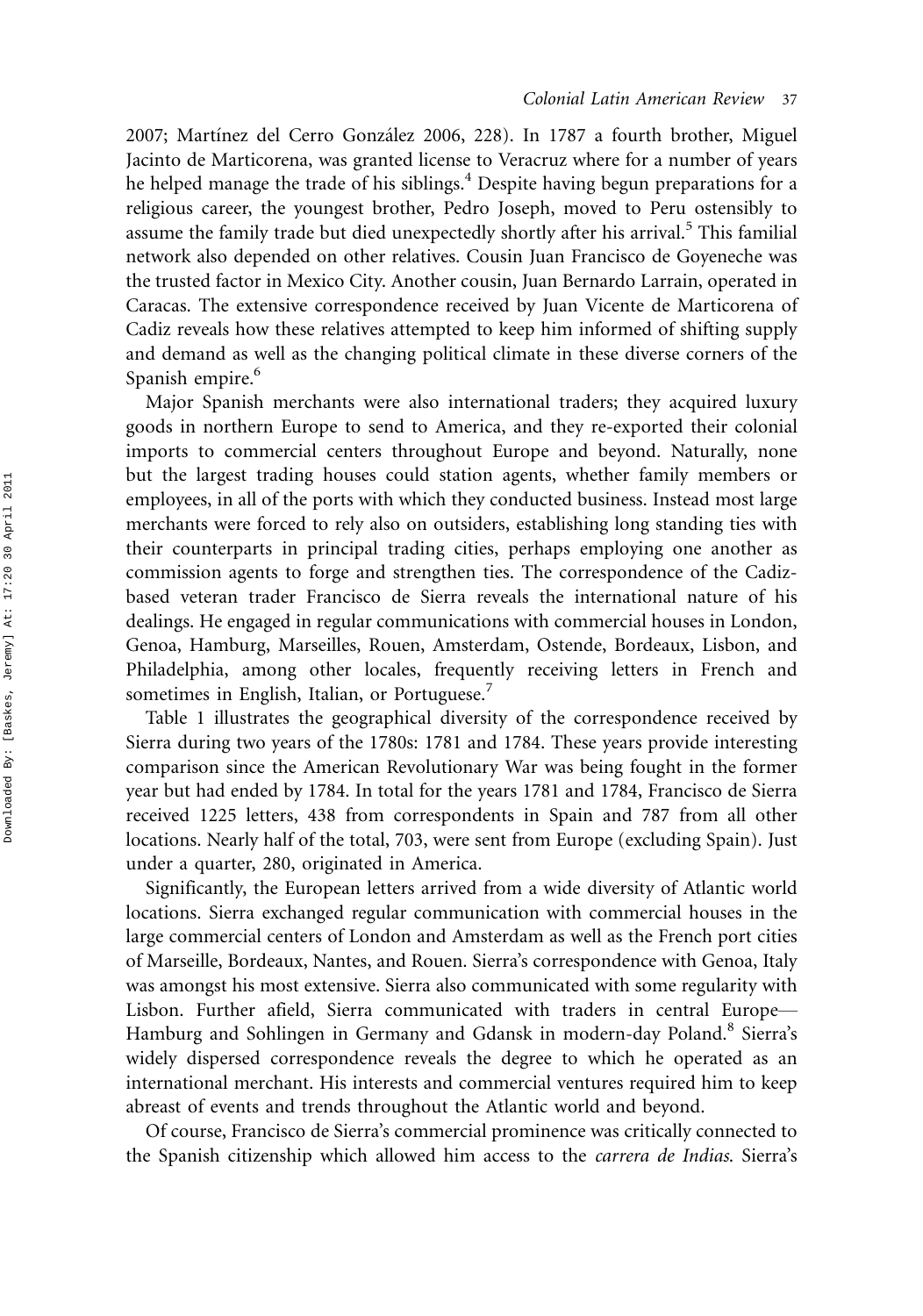2007; Martínez del Cerro González 2006, 228). In 1787 a fourth brother, Miguel Jacinto de Marticorena, was granted license to Veracruz where for a number of years he helped manage the trade of his siblings.[4] Despite having begun preparations for a religious career, the youngest brother, Pedro Joseph, moved to Peru ostensibly to assume the family trade but died unexpectedly shortly after his arrival.[5] This familial network also depended on other relatives. Cousin Juan Francisco de Goyeneche was the trusted factor in Mexico City. Another cousin, Juan Bernardo Larrain, operated in Caracas. The extensive correspondence received by Juan Vicente de Marticorena of Cadiz reveals how these relatives attempted to keep him informed of shifting supply and demand as well as the changing political climate in these diverse corners of the Spanish empire.[6]

Major Spanish merchants were also international traders; they acquired luxury goods in northern Europe to send to America, and they re-exported their colonial imports to commercial centers throughout Europe and beyond. Naturally, none but the largest trading houses could station agents, whether family members or employees, in all of the ports with which they conducted business. Instead most large merchants were forced to rely also on outsiders, establishing long standing ties with their counterparts in principal trading cities, perhaps employing one another as commission agents to forge and strengthen ties. The correspondence of the Cadiz-based veteran trader Francisco de Sierra reveals the international nature of his dealings. He engaged in regular communications with commercial houses in London, Genoa, Hamburg, Marseilles, Rouen, Amsterdam, Ostende, Bordeaux, Lisbon, and Philadelphia, among other locales, frequently receiving letters in French and sometimes in English, Italian, or Portuguese.[7]

Table 1 illustrates the geographical diversity of the correspondence received by Sierra during two years of the 1780s: 1781 and 1784. These years provide interesting comparison since the American Revolutionary War was being fought in the former year but had ended by 1784. In total for the years 1781 and 1784, Francisco de Sierra received 1225 letters, 438 from correspondents in Spain and 787 from all other locations. Nearly half of the total, 703, were sent from Europe (excluding Spain). Just under a quarter, 280, originated in America.

Significantly, the European letters arrived from a wide diversity of Atlantic world locations. Sierra exchanged regular communication with commercial houses in the large commercial centers of London and Amsterdam as well as the French port cities of Marseille, Bordeaux, Nantes, and Rouen. Sierra's correspondence with Genoa, Italy was amongst his most extensive. Sierra also communicated with some regularity with Lisbon. Further afield, Sierra communicated with traders in central Europe—Hamburg and Sohlingen in Germany and Gdansk in modern-day Poland.[8] Sierra's widely dispersed correspondence reveals the degree to which he operated as an international merchant. His interests and commercial ventures required him to keep abreast of events and trends throughout the Atlantic world and beyond.

Of course, Francisco de Sierra's commercial prominence was critically connected to the Spanish citizenship which allowed him access to the *carrera de Indias*. Sierra's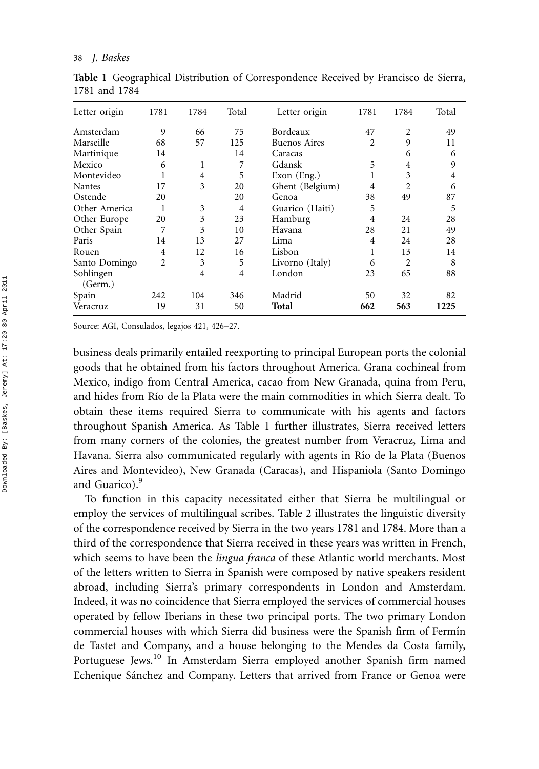**Table 1** Geographical Distribution of Correspondence Received by Francisco de Sierra, 1781 and 1784

| Letter origin | 1781 | 1784 | Total | Letter origin | 1781 | 1784 | Total |
|---|---|---|---|---|---|---|---|
| Amsterdam | 9 | 66 | 75 | Bordeaux | 47 | 2 | 49 |
| Marseille | 68 | 57 | 125 | Buenos Aires | 2 | 9 | 11 |
| Martinique | 14 | | 14 | Caracas | | 6 | 6 |
| Mexico | 6 | 1 | 7 | Gdansk | 5 | 4 | 9 |
| Montevideo | 1 | 4 | 5 | Exon (Eng.) | 1 | 3 | 4 |
| Nantes | 17 | 3 | 20 | Ghent (Belgium) | 4 | 2 | 6 |
| Ostende | 20 | | 20 | Genoa | 38 | 49 | 87 |
| Other America | 1 | 3 | 4 | Guarico (Haiti) | 5 | | 5 |
| Other Europe | 20 | 3 | 23 | Hamburg | 4 | 24 | 28 |
| Other Spain | 7 | 3 | 10 | Havana | 28 | 21 | 49 |
| Paris | 14 | 13 | 27 | Lima | 4 | 24 | 28 |
| Rouen | 4 | 12 | 16 | Lisbon | 1 | 13 | 14 |
| Santo Domingo | 2 | 3 | 5 | Livorno (Italy) | 6 | 2 | 8 |
| Sohlingen (Germ.) | | 4 | 4 | London | 23 | 65 | 88 |
| Spain | 242 | 104 | 346 | Madrid | 50 | 32 | 82 |
| Veracruz | 19 | 31 | 50 | **Total** | **662** | **563** | **1225** |

Source: AGI, Consulados, legajos 421, 426–27.

business deals primarily entailed reexporting to principal European ports the colonial goods that he obtained from his factors throughout America. Grana cochineal from Mexico, indigo from Central America, cacao from New Granada, quina from Peru, and hides from Río de la Plata were the main commodities in which Sierra dealt. To obtain these items required Sierra to communicate with his agents and factors throughout Spanish America. As Table 1 further illustrates, Sierra received letters from many corners of the colonies, the greatest number from Veracruz, Lima and Havana. Sierra also communicated regularly with agents in Río de la Plata (Buenos Aires and Montevideo), New Granada (Caracas), and Hispaniola (Santo Domingo and Guarico).[9]

To function in this capacity necessitated either that Sierra be multilingual or employ the services of multilingual scribes. Table 2 illustrates the linguistic diversity of the correspondence received by Sierra in the two years 1781 and 1784. More than a third of the correspondence that Sierra received in these years was written in French, which seems to have been the *lingua franca* of these Atlantic world merchants. Most of the letters written to Sierra in Spanish were composed by native speakers resident abroad, including Sierra's primary correspondents in London and Amsterdam. Indeed, it was no coincidence that Sierra employed the services of commercial houses operated by fellow Iberians in these two principal ports. The two primary London commercial houses with which Sierra did business were the Spanish firm of Fermín de Tastet and Company, and a house belonging to the Mendes da Costa family, Portuguese Jews.[10] In Amsterdam Sierra employed another Spanish firm named Echenique Sánchez and Company. Letters that arrived from France or Genoa were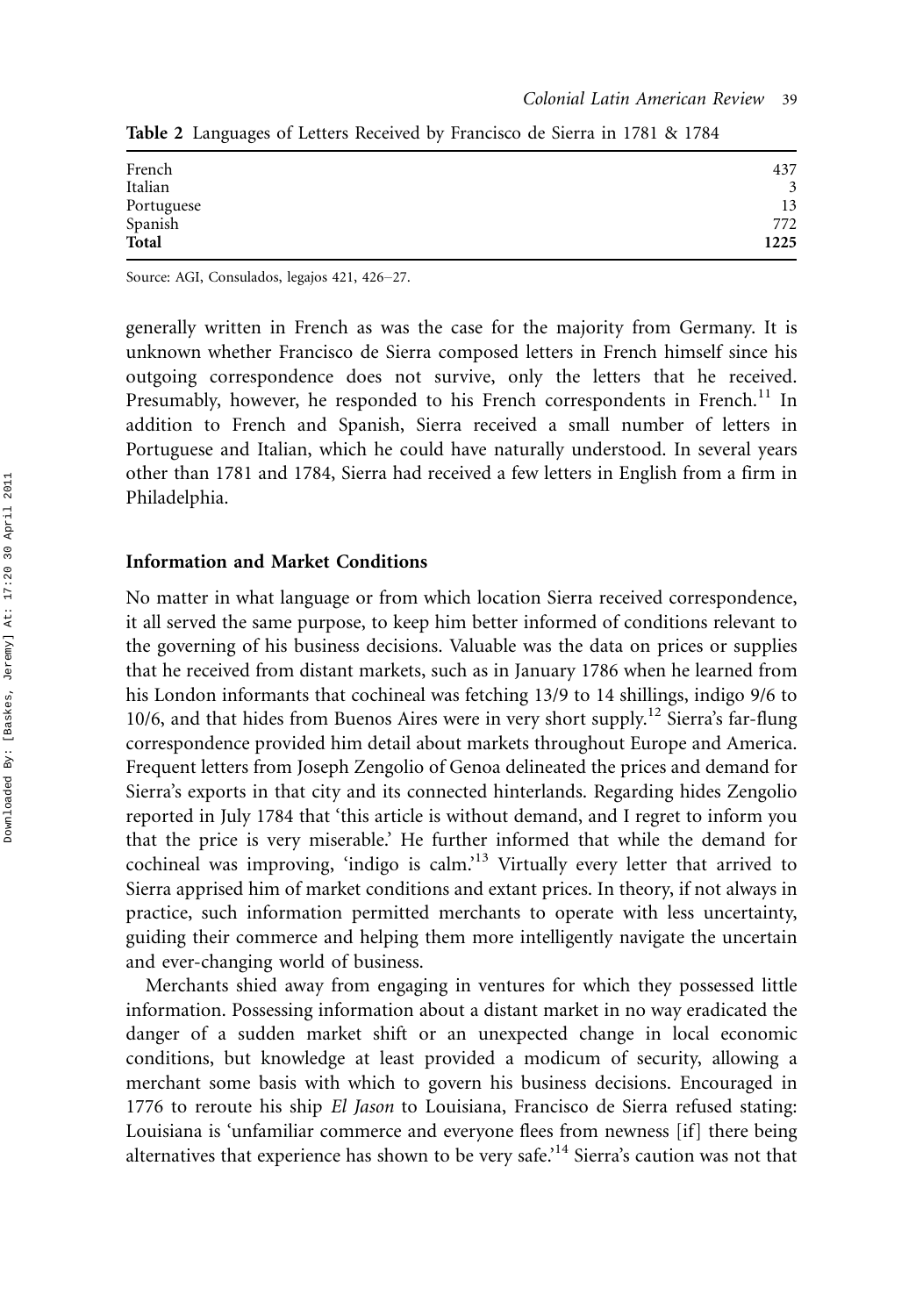**Table 2** Languages of Letters Received by Francisco de Sierra in 1781 & 1784

| | |
|---|---|
| French | 437 |
| Italian | 3 |
| Portuguese | 13 |
| Spanish | 772 |
| **Total** | **1225** |

Source: AGI, Consulados, legajos 421, 426–27.

generally written in French as was the case for the majority from Germany. It is unknown whether Francisco de Sierra composed letters in French himself since his outgoing correspondence does not survive, only the letters that he received. Presumably, however, he responded to his French correspondents in French.[11] In addition to French and Spanish, Sierra received a small number of letters in Portuguese and Italian, which he could have naturally understood. In several years other than 1781 and 1784, Sierra had received a few letters in English from a firm in Philadelphia.

## Information and Market Conditions

No matter in what language or from which location Sierra received correspondence, it all served the same purpose, to keep him better informed of conditions relevant to the governing of his business decisions. Valuable was the data on prices or supplies that he received from distant markets, such as in January 1786 when he learned from his London informants that cochineal was fetching 13/9 to 14 shillings, indigo 9/6 to 10/6, and that hides from Buenos Aires were in very short supply.[12] Sierra's far-flung correspondence provided him detail about markets throughout Europe and America. Frequent letters from Joseph Zengolio of Genoa delineated the prices and demand for Sierra's exports in that city and its connected hinterlands. Regarding hides Zengolio reported in July 1784 that 'this article is without demand, and I regret to inform you that the price is very miserable.' He further informed that while the demand for cochineal was improving, 'indigo is calm.'[13] Virtually every letter that arrived to Sierra apprised him of market conditions and extant prices. In theory, if not always in practice, such information permitted merchants to operate with less uncertainty, guiding their commerce and helping them more intelligently navigate the uncertain and ever-changing world of business.

Merchants shied away from engaging in ventures for which they possessed little information. Possessing information about a distant market in no way eradicated the danger of a sudden market shift or an unexpected change in local economic conditions, but knowledge at least provided a modicum of security, allowing a merchant some basis with which to govern his business decisions. Encouraged in 1776 to reroute his ship *El Jason* to Louisiana, Francisco de Sierra refused stating: Louisiana is 'unfamiliar commerce and everyone flees from newness [if] there being alternatives that experience has shown to be very safe.'[14] Sierra's caution was not that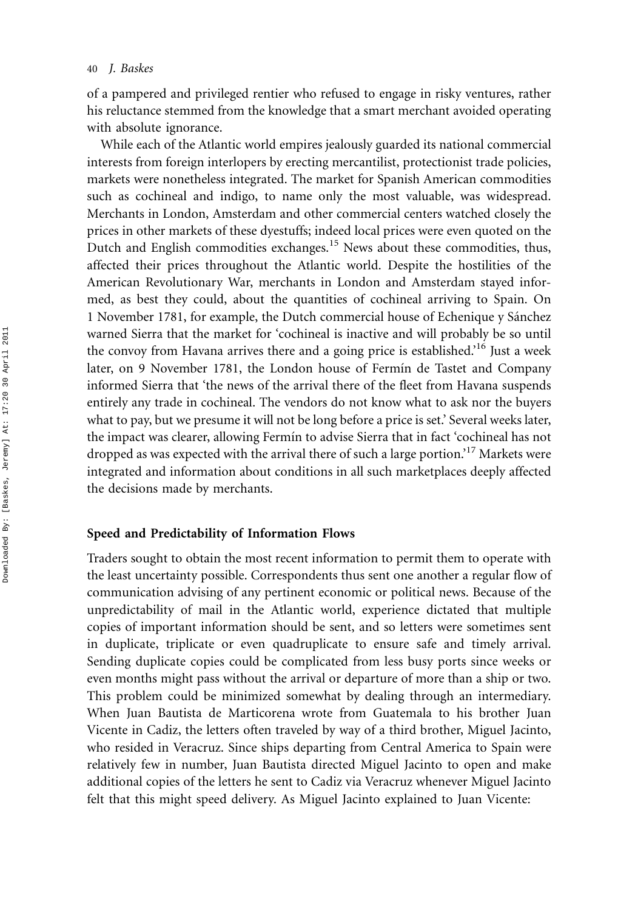of a pampered and privileged rentier who refused to engage in risky ventures, rather his reluctance stemmed from the knowledge that a smart merchant avoided operating with absolute ignorance.

While each of the Atlantic world empires jealously guarded its national commercial interests from foreign interlopers by erecting mercantilist, protectionist trade policies, markets were nonetheless integrated. The market for Spanish American commodities such as cochineal and indigo, to name only the most valuable, was widespread. Merchants in London, Amsterdam and other commercial centers watched closely the prices in other markets of these dyestuffs; indeed local prices were even quoted on the Dutch and English commodities exchanges.[15] News about these commodities, thus, affected their prices throughout the Atlantic world. Despite the hostilities of the American Revolutionary War, merchants in London and Amsterdam stayed informed, as best they could, about the quantities of cochineal arriving to Spain. On 1 November 1781, for example, the Dutch commercial house of Echenique y Sánchez warned Sierra that the market for 'cochineal is inactive and will probably be so until the convoy from Havana arrives there and a going price is established.'[16] Just a week later, on 9 November 1781, the London house of Fermín de Tastet and Company informed Sierra that 'the news of the arrival there of the fleet from Havana suspends entirely any trade in cochineal. The vendors do not know what to ask nor the buyers what to pay, but we presume it will not be long before a price is set.' Several weeks later, the impact was clearer, allowing Fermín to advise Sierra that in fact 'cochineal has not dropped as was expected with the arrival there of such a large portion.'[17] Markets were integrated and information about conditions in all such marketplaces deeply affected the decisions made by merchants.

## Speed and Predictability of Information Flows

Traders sought to obtain the most recent information to permit them to operate with the least uncertainty possible. Correspondents thus sent one another a regular flow of communication advising of any pertinent economic or political news. Because of the unpredictability of mail in the Atlantic world, experience dictated that multiple copies of important information should be sent, and so letters were sometimes sent in duplicate, triplicate or even quadruplicate to ensure safe and timely arrival. Sending duplicate copies could be complicated from less busy ports since weeks or even months might pass without the arrival or departure of more than a ship or two. This problem could be minimized somewhat by dealing through an intermediary. When Juan Bautista de Marticorena wrote from Guatemala to his brother Juan Vicente in Cadiz, the letters often traveled by way of a third brother, Miguel Jacinto, who resided in Veracruz. Since ships departing from Central America to Spain were relatively few in number, Juan Bautista directed Miguel Jacinto to open and make additional copies of the letters he sent to Cadiz via Veracruz whenever Miguel Jacinto felt that this might speed delivery. As Miguel Jacinto explained to Juan Vicente: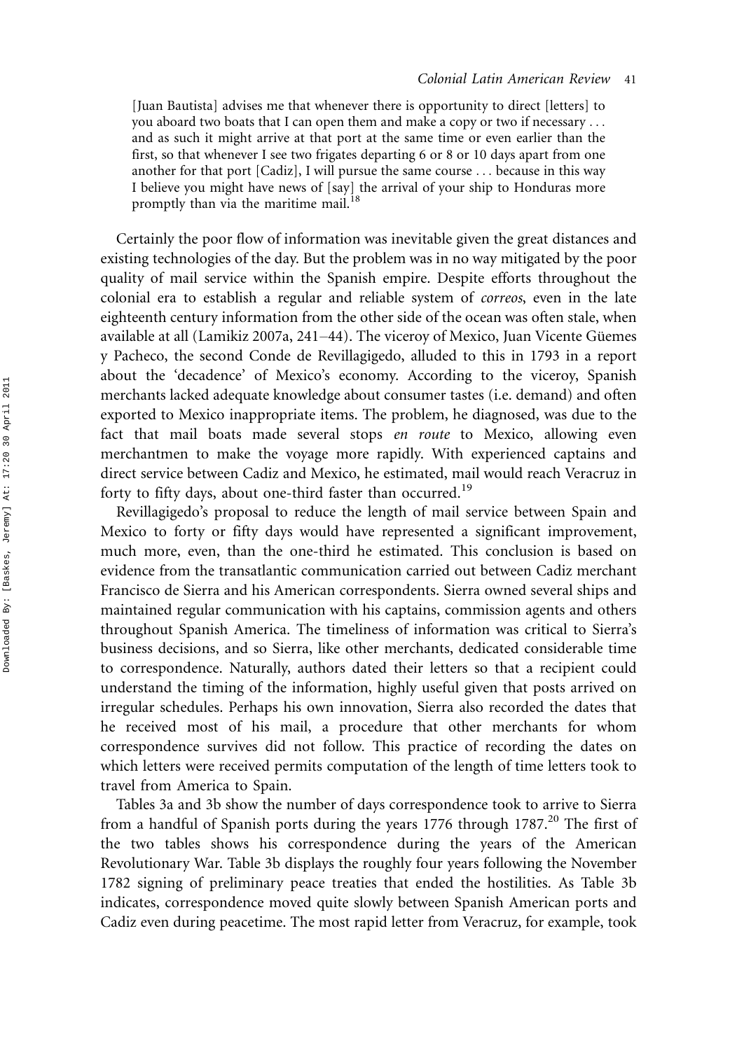> [Juan Bautista] advises me that whenever there is opportunity to direct [letters] to you aboard two boats that I can open them and make a copy or two if necessary . . . and as such it might arrive at that port at the same time or even earlier than the first, so that whenever I see two frigates departing 6 or 8 or 10 days apart from one another for that port [Cadiz], I will pursue the same course . . . because in this way I believe you might have news of [say] the arrival of your ship to Honduras more promptly than via the maritime mail.[18]

Certainly the poor flow of information was inevitable given the great distances and existing technologies of the day. But the problem was in no way mitigated by the poor quality of mail service within the Spanish empire. Despite efforts throughout the colonial era to establish a regular and reliable system of *correos*, even in the late eighteenth century information from the other side of the ocean was often stale, when available at all (Lamikiz 2007a, 241–44). The viceroy of Mexico, Juan Vicente Güemes y Pacheco, the second Conde de Revillagigedo, alluded to this in 1793 in a report about the 'decadence' of Mexico's economy. According to the viceroy, Spanish merchants lacked adequate knowledge about consumer tastes (i.e. demand) and often exported to Mexico inappropriate items. The problem, he diagnosed, was due to the fact that mail boats made several stops *en route* to Mexico, allowing even merchantmen to make the voyage more rapidly. With experienced captains and direct service between Cadiz and Mexico, he estimated, mail would reach Veracruz in forty to fifty days, about one-third faster than occurred.[19]

Revillagigedo's proposal to reduce the length of mail service between Spain and Mexico to forty or fifty days would have represented a significant improvement, much more, even, than the one-third he estimated. This conclusion is based on evidence from the transatlantic communication carried out between Cadiz merchant Francisco de Sierra and his American correspondents. Sierra owned several ships and maintained regular communication with his captains, commission agents and others throughout Spanish America. The timeliness of information was critical to Sierra's business decisions, and so Sierra, like other merchants, dedicated considerable time to correspondence. Naturally, authors dated their letters so that a recipient could understand the timing of the information, highly useful given that posts arrived on irregular schedules. Perhaps his own innovation, Sierra also recorded the dates that he received most of his mail, a procedure that other merchants for whom correspondence survives did not follow. This practice of recording the dates on which letters were received permits computation of the length of time letters took to travel from America to Spain.

Tables 3a and 3b show the number of days correspondence took to arrive to Sierra from a handful of Spanish ports during the years 1776 through 1787.[20] The first of the two tables shows his correspondence during the years of the American Revolutionary War. Table 3b displays the roughly four years following the November 1782 signing of preliminary peace treaties that ended the hostilities. As Table 3b indicates, correspondence moved quite slowly between Spanish American ports and Cadiz even during peacetime. The most rapid letter from Veracruz, for example, took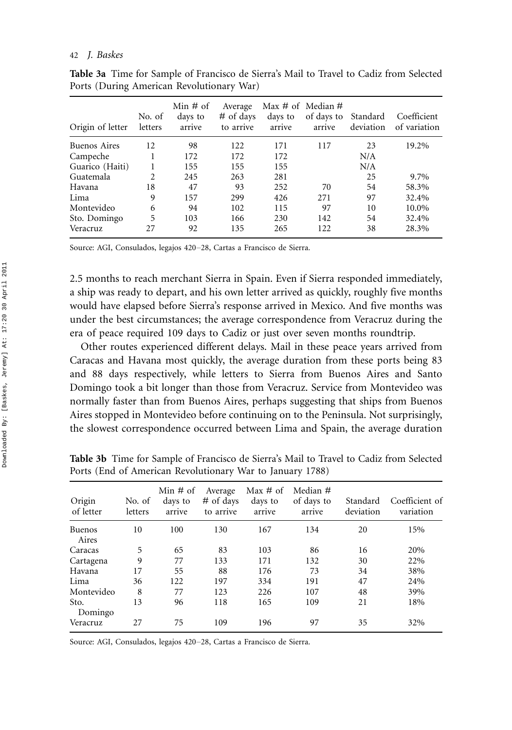**Table 3a** Time for Sample of Francisco de Sierra's Mail to Travel to Cadiz from Selected Ports (During American Revolutionary War)

| Origin of letter | No. of letters | Min # of days to arrive | Average # of days to arrive | Max # of days to arrive | Median # of days to arrive | Standard deviation | Coefficient of variation |
|---|---|---|---|---|---|---|---|
| Buenos Aires | 12 | 98 | 122 | 171 | 117 | 23 | 19.2% |
| Campeche | 1 | 172 | 172 | 172 | | N/A | |
| Guarico (Haiti) | 1 | 155 | 155 | 155 | | N/A | |
| Guatemala | 2 | 245 | 263 | 281 | | 25 | 9.7% |
| Havana | 18 | 47 | 93 | 252 | 70 | 54 | 58.3% |
| Lima | 9 | 157 | 299 | 426 | 271 | 97 | 32.4% |
| Montevideo | 6 | 94 | 102 | 115 | 97 | 10 | 10.0% |
| Sto. Domingo | 5 | 103 | 166 | 230 | 142 | 54 | 32.4% |
| Veracruz | 27 | 92 | 135 | 265 | 122 | 38 | 28.3% |

Source: AGI, Consulados, legajos 420–28, Cartas a Francisco de Sierra.

2.5 months to reach merchant Sierra in Spain. Even if Sierra responded immediately, a ship was ready to depart, and his own letter arrived as quickly, roughly five months would have elapsed before Sierra's response arrived in Mexico. And five months was under the best circumstances; the average correspondence from Veracruz during the era of peace required 109 days to Cadiz or just over seven months roundtrip.

Other routes experienced different delays. Mail in these peace years arrived from Caracas and Havana most quickly, the average duration from these ports being 83 and 88 days respectively, while letters to Sierra from Buenos Aires and Santo Domingo took a bit longer than those from Veracruz. Service from Montevideo was normally faster than from Buenos Aires, perhaps suggesting that ships from Buenos Aires stopped in Montevideo before continuing on to the Peninsula. Not surprisingly, the slowest correspondence occurred between Lima and Spain, the average duration

**Table 3b** Time for Sample of Francisco de Sierra's Mail to Travel to Cadiz from Selected Ports (End of American Revolutionary War to January 1788)

| Origin of letter | No. of letters | Min # of days to arrive | Average # of days to arrive | Max # of days to arrive | Median # of days to arrive | Standard deviation | Coefficient of variation |
|---|---|---|---|---|---|---|---|
| Buenos Aires | 10 | 100 | 130 | 167 | 134 | 20 | 15% |
| Caracas | 5 | 65 | 83 | 103 | 86 | 16 | 20% |
| Cartagena | 9 | 77 | 133 | 171 | 132 | 30 | 22% |
| Havana | 17 | 55 | 88 | 176 | 73 | 34 | 38% |
| Lima | 36 | 122 | 197 | 334 | 191 | 47 | 24% |
| Montevideo | 8 | 77 | 123 | 226 | 107 | 48 | 39% |
| Sto. Domingo | 13 | 96 | 118 | 165 | 109 | 21 | 18% |
| Veracruz | 27 | 75 | 109 | 196 | 97 | 35 | 32% |

Source: AGI, Consulados, legajos 420–28, Cartas a Francisco de Sierra.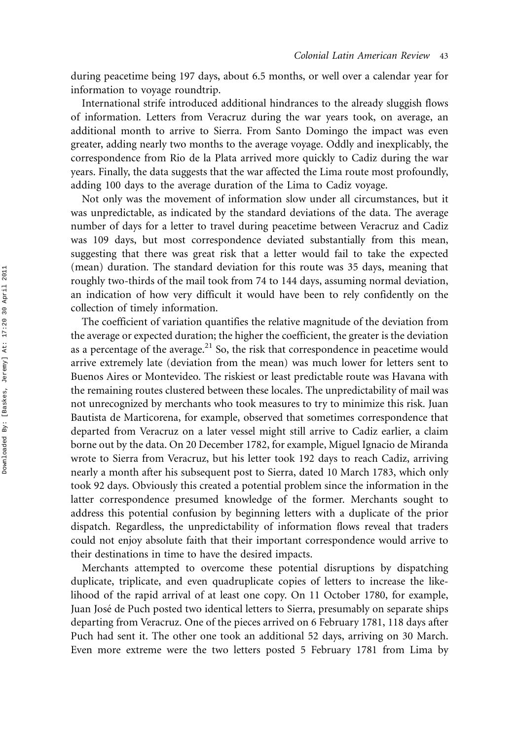during peacetime being 197 days, about 6.5 months, or well over a calendar year for information to voyage roundtrip.

International strife introduced additional hindrances to the already sluggish flows of information. Letters from Veracruz during the war years took, on average, an additional month to arrive to Sierra. From Santo Domingo the impact was even greater, adding nearly two months to the average voyage. Oddly and inexplicably, the correspondence from Rio de la Plata arrived more quickly to Cadiz during the war years. Finally, the data suggests that the war affected the Lima route most profoundly, adding 100 days to the average duration of the Lima to Cadiz voyage.

Not only was the movement of information slow under all circumstances, but it was unpredictable, as indicated by the standard deviations of the data. The average number of days for a letter to travel during peacetime between Veracruz and Cadiz was 109 days, but most correspondence deviated substantially from this mean, suggesting that there was great risk that a letter would fail to take the expected (mean) duration. The standard deviation for this route was 35 days, meaning that roughly two-thirds of the mail took from 74 to 144 days, assuming normal deviation, an indication of how very difficult it would have been to rely confidently on the collection of timely information.

The coefficient of variation quantifies the relative magnitude of the deviation from the average or expected duration; the higher the coefficient, the greater is the deviation as a percentage of the average.[21] So, the risk that correspondence in peacetime would arrive extremely late (deviation from the mean) was much lower for letters sent to Buenos Aires or Montevideo. The riskiest or least predictable route was Havana with the remaining routes clustered between these locales. The unpredictability of mail was not unrecognized by merchants who took measures to try to minimize this risk. Juan Bautista de Marticorena, for example, observed that sometimes correspondence that departed from Veracruz on a later vessel might still arrive to Cadiz earlier, a claim borne out by the data. On 20 December 1782, for example, Miguel Ignacio de Miranda wrote to Sierra from Veracruz, but his letter took 192 days to reach Cadiz, arriving nearly a month after his subsequent post to Sierra, dated 10 March 1783, which only took 92 days. Obviously this created a potential problem since the information in the latter correspondence presumed knowledge of the former. Merchants sought to address this potential confusion by beginning letters with a duplicate of the prior dispatch. Regardless, the unpredictability of information flows reveal that traders could not enjoy absolute faith that their important correspondence would arrive to their destinations in time to have the desired impacts.

Merchants attempted to overcome these potential disruptions by dispatching duplicate, triplicate, and even quadruplicate copies of letters to increase the likelihood of the rapid arrival of at least one copy. On 11 October 1780, for example, Juan José de Puch posted two identical letters to Sierra, presumably on separate ships departing from Veracruz. One of the pieces arrived on 6 February 1781, 118 days after Puch had sent it. The other one took an additional 52 days, arriving on 30 March. Even more extreme were the two letters posted 5 February 1781 from Lima by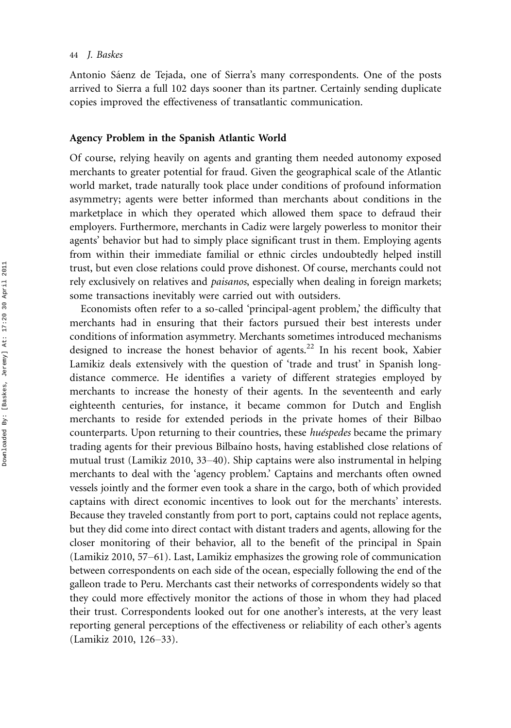Antonio Sáenz de Tejada, one of Sierra's many correspondents. One of the posts arrived to Sierra a full 102 days sooner than its partner. Certainly sending duplicate copies improved the effectiveness of transatlantic communication.

## Agency Problem in the Spanish Atlantic World

Of course, relying heavily on agents and granting them needed autonomy exposed merchants to greater potential for fraud. Given the geographical scale of the Atlantic world market, trade naturally took place under conditions of profound information asymmetry; agents were better informed than merchants about conditions in the marketplace in which they operated which allowed them space to defraud their employers. Furthermore, merchants in Cadiz were largely powerless to monitor their agents' behavior but had to simply place significant trust in them. Employing agents from within their immediate familial or ethnic circles undoubtedly helped instill trust, but even close relations could prove dishonest. Of course, merchants could not rely exclusively on relatives and *paisanos*, especially when dealing in foreign markets; some transactions inevitably were carried out with outsiders.

Economists often refer to a so-called 'principal-agent problem,' the difficulty that merchants had in ensuring that their factors pursued their best interests under conditions of information asymmetry. Merchants sometimes introduced mechanisms designed to increase the honest behavior of agents.[22] In his recent book, Xabier Lamikiz deals extensively with the question of 'trade and trust' in Spanish long-distance commerce. He identifies a variety of different strategies employed by merchants to increase the honesty of their agents. In the seventeenth and early eighteenth centuries, for instance, it became common for Dutch and English merchants to reside for extended periods in the private homes of their Bilbao counterparts. Upon returning to their countries, these *huéspedes* became the primary trading agents for their previous Bilbaíno hosts, having established close relations of mutual trust (Lamikiz 2010, 33–40). Ship captains were also instrumental in helping merchants to deal with the 'agency problem.' Captains and merchants often owned vessels jointly and the former even took a share in the cargo, both of which provided captains with direct economic incentives to look out for the merchants' interests. Because they traveled constantly from port to port, captains could not replace agents, but they did come into direct contact with distant traders and agents, allowing for the closer monitoring of their behavior, all to the benefit of the principal in Spain (Lamikiz 2010, 57–61). Last, Lamikiz emphasizes the growing role of communication between correspondents on each side of the ocean, especially following the end of the galleon trade to Peru. Merchants cast their networks of correspondents widely so that they could more effectively monitor the actions of those in whom they had placed their trust. Correspondents looked out for one another's interests, at the very least reporting general perceptions of the effectiveness or reliability of each other's agents (Lamikiz 2010, 126–33).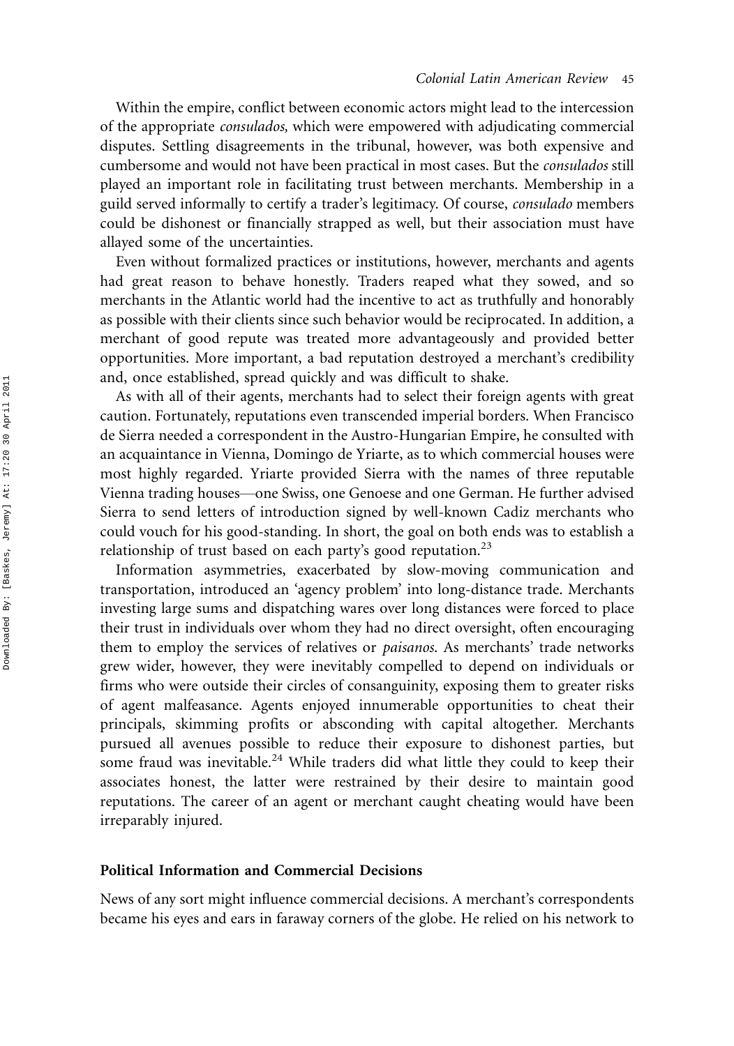Within the empire, conflict between economic actors might lead to the intercession of the appropriate *consulados,* which were empowered with adjudicating commercial disputes. Settling disagreements in the tribunal, however, was both expensive and cumbersome and would not have been practical in most cases. But the *consulados* still played an important role in facilitating trust between merchants. Membership in a guild served informally to certify a trader's legitimacy. Of course, *consulado* members could be dishonest or financially strapped as well, but their association must have allayed some of the uncertainties.

Even without formalized practices or institutions, however, merchants and agents had great reason to behave honestly. Traders reaped what they sowed, and so merchants in the Atlantic world had the incentive to act as truthfully and honorably as possible with their clients since such behavior would be reciprocated. In addition, a merchant of good repute was treated more advantageously and provided better opportunities. More important, a bad reputation destroyed a merchant's credibility and, once established, spread quickly and was difficult to shake.

As with all of their agents, merchants had to select their foreign agents with great caution. Fortunately, reputations even transcended imperial borders. When Francisco de Sierra needed a correspondent in the Austro-Hungarian Empire, he consulted with an acquaintance in Vienna, Domingo de Yriarte, as to which commercial houses were most highly regarded. Yriarte provided Sierra with the names of three reputable Vienna trading houses—one Swiss, one Genoese and one German. He further advised Sierra to send letters of introduction signed by well-known Cadiz merchants who could vouch for his good-standing. In short, the goal on both ends was to establish a relationship of trust based on each party's good reputation.[23]

Information asymmetries, exacerbated by slow-moving communication and transportation, introduced an 'agency problem' into long-distance trade. Merchants investing large sums and dispatching wares over long distances were forced to place their trust in individuals over whom they had no direct oversight, often encouraging them to employ the services of relatives or *paisanos*. As merchants' trade networks grew wider, however, they were inevitably compelled to depend on individuals or firms who were outside their circles of consanguinity, exposing them to greater risks of agent malfeasance. Agents enjoyed innumerable opportunities to cheat their principals, skimming profits or absconding with capital altogether. Merchants pursued all avenues possible to reduce their exposure to dishonest parties, but some fraud was inevitable.[24] While traders did what little they could to keep their associates honest, the latter were restrained by their desire to maintain good reputations. The career of an agent or merchant caught cheating would have been irreparably injured.

## Political Information and Commercial Decisions

News of any sort might influence commercial decisions. A merchant's correspondents became his eyes and ears in faraway corners of the globe. He relied on his network to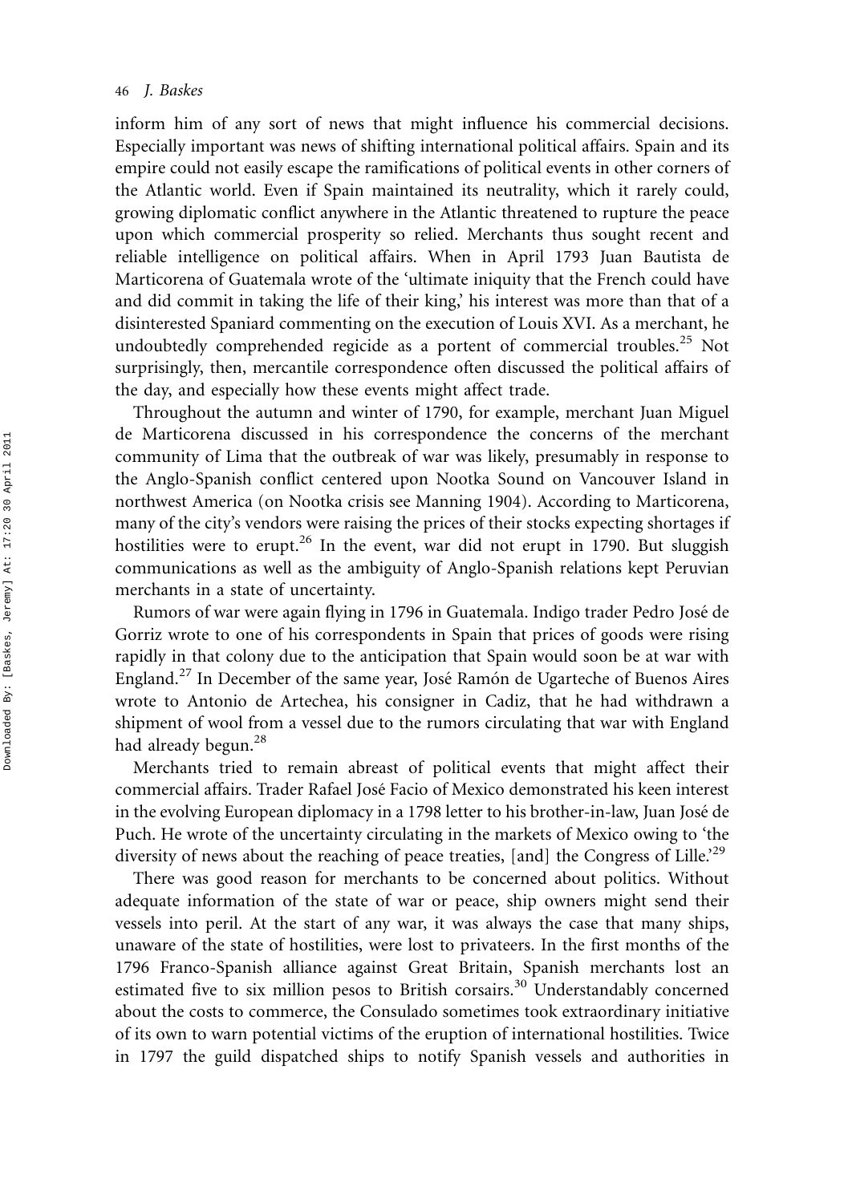inform him of any sort of news that might influence his commercial decisions. Especially important was news of shifting international political affairs. Spain and its empire could not easily escape the ramifications of political events in other corners of the Atlantic world. Even if Spain maintained its neutrality, which it rarely could, growing diplomatic conflict anywhere in the Atlantic threatened to rupture the peace upon which commercial prosperity so relied. Merchants thus sought recent and reliable intelligence on political affairs. When in April 1793 Juan Bautista de Marticorena of Guatemala wrote of the 'ultimate iniquity that the French could have and did commit in taking the life of their king,' his interest was more than that of a disinterested Spaniard commenting on the execution of Louis XVI. As a merchant, he undoubtedly comprehended regicide as a portent of commercial troubles.[25] Not surprisingly, then, mercantile correspondence often discussed the political affairs of the day, and especially how these events might affect trade.

Throughout the autumn and winter of 1790, for example, merchant Juan Miguel de Marticorena discussed in his correspondence the concerns of the merchant community of Lima that the outbreak of war was likely, presumably in response to the Anglo-Spanish conflict centered upon Nootka Sound on Vancouver Island in northwest America (on Nootka crisis see Manning 1904). According to Marticorena, many of the city's vendors were raising the prices of their stocks expecting shortages if hostilities were to erupt.[26] In the event, war did not erupt in 1790. But sluggish communications as well as the ambiguity of Anglo-Spanish relations kept Peruvian merchants in a state of uncertainty.

Rumors of war were again flying in 1796 in Guatemala. Indigo trader Pedro José de Gorriz wrote to one of his correspondents in Spain that prices of goods were rising rapidly in that colony due to the anticipation that Spain would soon be at war with England.[27] In December of the same year, José Ramón de Ugarteche of Buenos Aires wrote to Antonio de Artechea, his consigner in Cadiz, that he had withdrawn a shipment of wool from a vessel due to the rumors circulating that war with England had already begun.[28]

Merchants tried to remain abreast of political events that might affect their commercial affairs. Trader Rafael José Facio of Mexico demonstrated his keen interest in the evolving European diplomacy in a 1798 letter to his brother-in-law, Juan José de Puch. He wrote of the uncertainty circulating in the markets of Mexico owing to 'the diversity of news about the reaching of peace treaties, [and] the Congress of Lille.'[29]

There was good reason for merchants to be concerned about politics. Without adequate information of the state of war or peace, ship owners might send their vessels into peril. At the start of any war, it was always the case that many ships, unaware of the state of hostilities, were lost to privateers. In the first months of the 1796 Franco-Spanish alliance against Great Britain, Spanish merchants lost an estimated five to six million pesos to British corsairs.[30] Understandably concerned about the costs to commerce, the Consulado sometimes took extraordinary initiative of its own to warn potential victims of the eruption of international hostilities. Twice in 1797 the guild dispatched ships to notify Spanish vessels and authorities in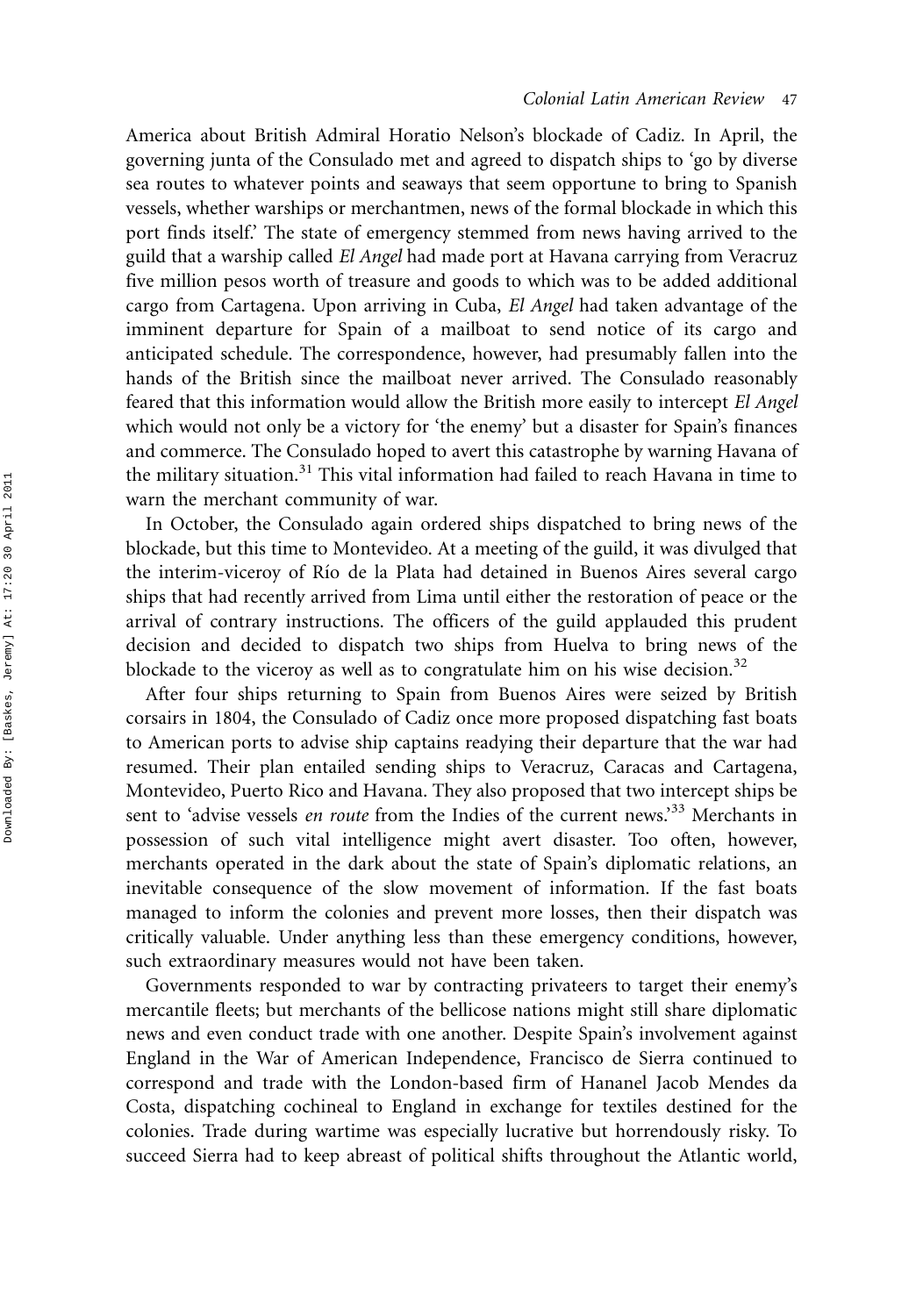America about British Admiral Horatio Nelson's blockade of Cadiz. In April, the governing junta of the Consulado met and agreed to dispatch ships to 'go by diverse sea routes to whatever points and seaways that seem opportune to bring to Spanish vessels, whether warships or merchantmen, news of the formal blockade in which this port finds itself.' The state of emergency stemmed from news having arrived to the guild that a warship called *El Angel* had made port at Havana carrying from Veracruz five million pesos worth of treasure and goods to which was to be added additional cargo from Cartagena. Upon arriving in Cuba, *El Angel* had taken advantage of the imminent departure for Spain of a mailboat to send notice of its cargo and anticipated schedule. The correspondence, however, had presumably fallen into the hands of the British since the mailboat never arrived. The Consulado reasonably feared that this information would allow the British more easily to intercept *El Angel* which would not only be a victory for 'the enemy' but a disaster for Spain's finances and commerce. The Consulado hoped to avert this catastrophe by warning Havana of the military situation.[31] This vital information had failed to reach Havana in time to warn the merchant community of war.

In October, the Consulado again ordered ships dispatched to bring news of the blockade, but this time to Montevideo. At a meeting of the guild, it was divulged that the interim-viceroy of Río de la Plata had detained in Buenos Aires several cargo ships that had recently arrived from Lima until either the restoration of peace or the arrival of contrary instructions. The officers of the guild applauded this prudent decision and decided to dispatch two ships from Huelva to bring news of the blockade to the viceroy as well as to congratulate him on his wise decision.[32]

After four ships returning to Spain from Buenos Aires were seized by British corsairs in 1804, the Consulado of Cadiz once more proposed dispatching fast boats to American ports to advise ship captains readying their departure that the war had resumed. Their plan entailed sending ships to Veracruz, Caracas and Cartagena, Montevideo, Puerto Rico and Havana. They also proposed that two intercept ships be sent to 'advise vessels *en route* from the Indies of the current news.'[33] Merchants in possession of such vital intelligence might avert disaster. Too often, however, merchants operated in the dark about the state of Spain's diplomatic relations, an inevitable consequence of the slow movement of information. If the fast boats managed to inform the colonies and prevent more losses, then their dispatch was critically valuable. Under anything less than these emergency conditions, however, such extraordinary measures would not have been taken.

Governments responded to war by contracting privateers to target their enemy's mercantile fleets; but merchants of the bellicose nations might still share diplomatic news and even conduct trade with one another. Despite Spain's involvement against England in the War of American Independence, Francisco de Sierra continued to correspond and trade with the London-based firm of Hananel Jacob Mendes da Costa, dispatching cochineal to England in exchange for textiles destined for the colonies. Trade during wartime was especially lucrative but horrendously risky. To succeed Sierra had to keep abreast of political shifts throughout the Atlantic world,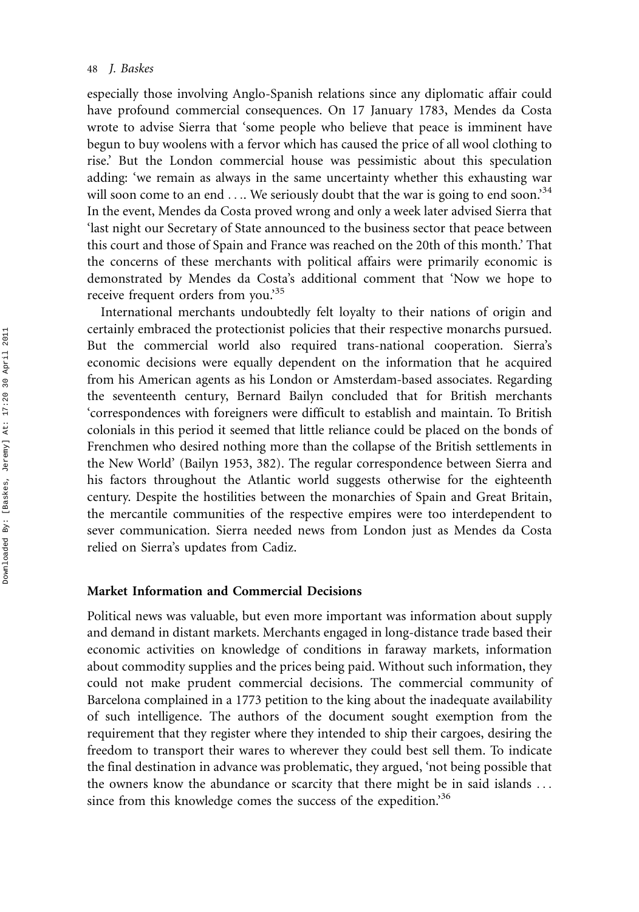especially those involving Anglo-Spanish relations since any diplomatic affair could have profound commercial consequences. On 17 January 1783, Mendes da Costa wrote to advise Sierra that 'some people who believe that peace is imminent have begun to buy woolens with a fervor which has caused the price of all wool clothing to rise.' But the London commercial house was pessimistic about this speculation adding: 'we remain as always in the same uncertainty whether this exhausting war will soon come to an end .... We seriously doubt that the war is going to end soon.'[34] In the event, Mendes da Costa proved wrong and only a week later advised Sierra that 'last night our Secretary of State announced to the business sector that peace between this court and those of Spain and France was reached on the 20th of this month.' That the concerns of these merchants with political affairs were primarily economic is demonstrated by Mendes da Costa's additional comment that 'Now we hope to receive frequent orders from you.'[35]

International merchants undoubtedly felt loyalty to their nations of origin and certainly embraced the protectionist policies that their respective monarchs pursued. But the commercial world also required trans-national cooperation. Sierra's economic decisions were equally dependent on the information that he acquired from his American agents as his London or Amsterdam-based associates. Regarding the seventeenth century, Bernard Bailyn concluded that for British merchants 'correspondences with foreigners were difficult to establish and maintain. To British colonials in this period it seemed that little reliance could be placed on the bonds of Frenchmen who desired nothing more than the collapse of the British settlements in the New World' (Bailyn 1953, 382). The regular correspondence between Sierra and his factors throughout the Atlantic world suggests otherwise for the eighteenth century. Despite the hostilities between the monarchies of Spain and Great Britain, the mercantile communities of the respective empires were too interdependent to sever communication. Sierra needed news from London just as Mendes da Costa relied on Sierra's updates from Cadiz.

## Market Information and Commercial Decisions

Political news was valuable, but even more important was information about supply and demand in distant markets. Merchants engaged in long-distance trade based their economic activities on knowledge of conditions in faraway markets, information about commodity supplies and the prices being paid. Without such information, they could not make prudent commercial decisions. The commercial community of Barcelona complained in a 1773 petition to the king about the inadequate availability of such intelligence. The authors of the document sought exemption from the requirement that they register where they intended to ship their cargoes, desiring the freedom to transport their wares to wherever they could best sell them. To indicate the final destination in advance was problematic, they argued, 'not being possible that the owners know the abundance or scarcity that there might be in said islands ... since from this knowledge comes the success of the expedition.'[36]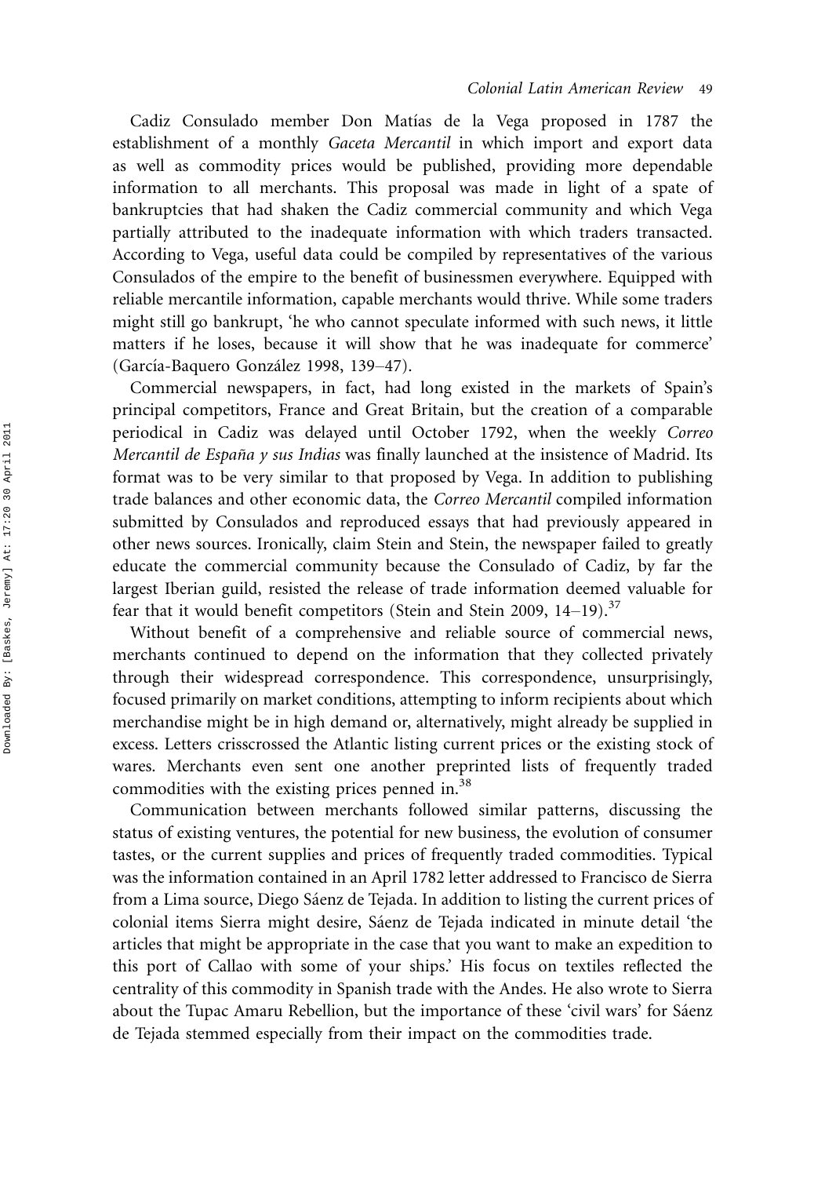Cadiz Consulado member Don Matías de la Vega proposed in 1787 the establishment of a monthly *Gaceta Mercantil* in which import and export data as well as commodity prices would be published, providing more dependable information to all merchants. This proposal was made in light of a spate of bankruptcies that had shaken the Cadiz commercial community and which Vega partially attributed to the inadequate information with which traders transacted. According to Vega, useful data could be compiled by representatives of the various Consulados of the empire to the benefit of businessmen everywhere. Equipped with reliable mercantile information, capable merchants would thrive. While some traders might still go bankrupt, 'he who cannot speculate informed with such news, it little matters if he loses, because it will show that he was inadequate for commerce' (García-Baquero González 1998, 139–47).

Commercial newspapers, in fact, had long existed in the markets of Spain's principal competitors, France and Great Britain, but the creation of a comparable periodical in Cadiz was delayed until October 1792, when the weekly *Correo Mercantil de España y sus Indias* was finally launched at the insistence of Madrid. Its format was to be very similar to that proposed by Vega. In addition to publishing trade balances and other economic data, the *Correo Mercantil* compiled information submitted by Consulados and reproduced essays that had previously appeared in other news sources. Ironically, claim Stein and Stein, the newspaper failed to greatly educate the commercial community because the Consulado of Cadiz, by far the largest Iberian guild, resisted the release of trade information deemed valuable for fear that it would benefit competitors (Stein and Stein 2009, 14–19).[37]

Without benefit of a comprehensive and reliable source of commercial news, merchants continued to depend on the information that they collected privately through their widespread correspondence. This correspondence, unsurprisingly, focused primarily on market conditions, attempting to inform recipients about which merchandise might be in high demand or, alternatively, might already be supplied in excess. Letters crisscrossed the Atlantic listing current prices or the existing stock of wares. Merchants even sent one another preprinted lists of frequently traded commodities with the existing prices penned in.[38]

Communication between merchants followed similar patterns, discussing the status of existing ventures, the potential for new business, the evolution of consumer tastes, or the current supplies and prices of frequently traded commodities. Typical was the information contained in an April 1782 letter addressed to Francisco de Sierra from a Lima source, Diego Sáenz de Tejada. In addition to listing the current prices of colonial items Sierra might desire, Sáenz de Tejada indicated in minute detail 'the articles that might be appropriate in the case that you want to make an expedition to this port of Callao with some of your ships.' His focus on textiles reflected the centrality of this commodity in Spanish trade with the Andes. He also wrote to Sierra about the Tupac Amaru Rebellion, but the importance of these 'civil wars' for Sáenz de Tejada stemmed especially from their impact on the commodities trade.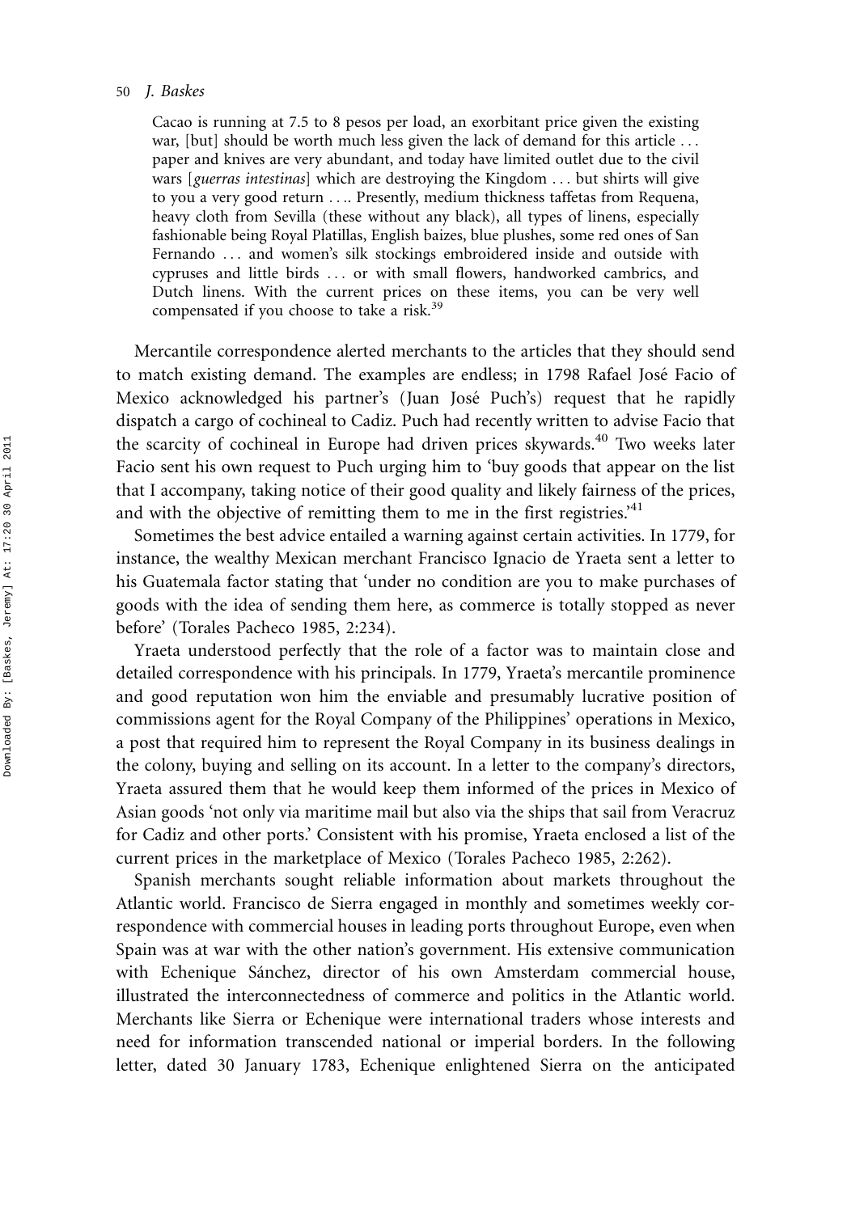> Cacao is running at 7.5 to 8 pesos per load, an exorbitant price given the existing war, [but] should be worth much less given the lack of demand for this article . . . paper and knives are very abundant, and today have limited outlet due to the civil wars [*guerras intestinas*] which are destroying the Kingdom . . . but shirts will give to you a very good return . . .. Presently, medium thickness taffetas from Requena, heavy cloth from Sevilla (these without any black), all types of linens, especially fashionable being Royal Platillas, English baizes, blue plushes, some red ones of San Fernando . . . and women's silk stockings embroidered inside and outside with cypruses and little birds . . . or with small flowers, handworked cambrics, and Dutch linens. With the current prices on these items, you can be very well compensated if you choose to take a risk.[39]

Mercantile correspondence alerted merchants to the articles that they should send to match existing demand. The examples are endless; in 1798 Rafael José Facio of Mexico acknowledged his partner's (Juan José Puch's) request that he rapidly dispatch a cargo of cochineal to Cadiz. Puch had recently written to advise Facio that the scarcity of cochineal in Europe had driven prices skywards.[40] Two weeks later Facio sent his own request to Puch urging him to 'buy goods that appear on the list that I accompany, taking notice of their good quality and likely fairness of the prices, and with the objective of remitting them to me in the first registries.'[41]

Sometimes the best advice entailed a warning against certain activities. In 1779, for instance, the wealthy Mexican merchant Francisco Ignacio de Yraeta sent a letter to his Guatemala factor stating that 'under no condition are you to make purchases of goods with the idea of sending them here, as commerce is totally stopped as never before' (Torales Pacheco 1985, 2:234).

Yraeta understood perfectly that the role of a factor was to maintain close and detailed correspondence with his principals. In 1779, Yraeta's mercantile prominence and good reputation won him the enviable and presumably lucrative position of commissions agent for the Royal Company of the Philippines' operations in Mexico, a post that required him to represent the Royal Company in its business dealings in the colony, buying and selling on its account. In a letter to the company's directors, Yraeta assured them that he would keep them informed of the prices in Mexico of Asian goods 'not only via maritime mail but also via the ships that sail from Veracruz for Cadiz and other ports.' Consistent with his promise, Yraeta enclosed a list of the current prices in the marketplace of Mexico (Torales Pacheco 1985, 2:262).

Spanish merchants sought reliable information about markets throughout the Atlantic world. Francisco de Sierra engaged in monthly and sometimes weekly correspondence with commercial houses in leading ports throughout Europe, even when Spain was at war with the other nation's government. His extensive communication with Echenique Sánchez, director of his own Amsterdam commercial house, illustrated the interconnectedness of commerce and politics in the Atlantic world. Merchants like Sierra or Echenique were international traders whose interests and need for information transcended national or imperial borders. In the following letter, dated 30 January 1783, Echenique enlightened Sierra on the anticipated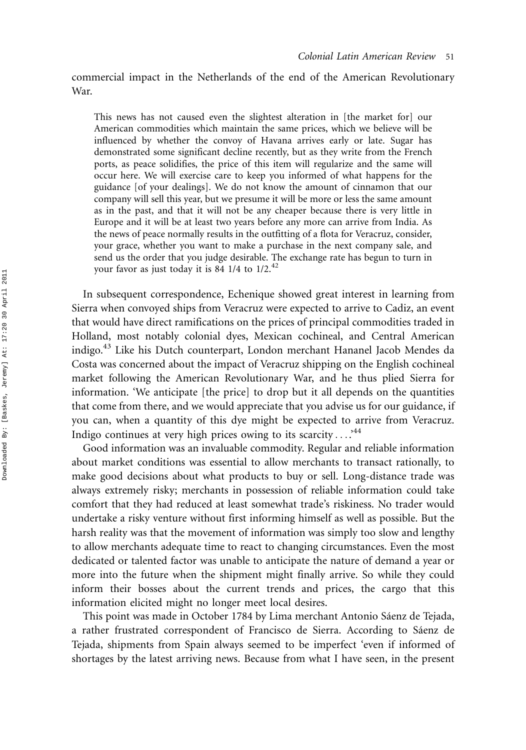commercial impact in the Netherlands of the end of the American Revolutionary War.

> This news has not caused even the slightest alteration in [the market for] our American commodities which maintain the same prices, which we believe will be influenced by whether the convoy of Havana arrives early or late. Sugar has demonstrated some significant decline recently, but as they write from the French ports, as peace solidifies, the price of this item will regularize and the same will occur here. We will exercise care to keep you informed of what happens for the guidance [of your dealings]. We do not know the amount of cinnamon that our company will sell this year, but we presume it will be more or less the same amount as in the past, and that it will not be any cheaper because there is very little in Europe and it will be at least two years before any more can arrive from India. As the news of peace normally results in the outfitting of a flota for Veracruz, consider, your grace, whether you want to make a purchase in the next company sale, and send us the order that you judge desirable. The exchange rate has begun to turn in your favor as just today it is 84 1/4 to 1/2.[42]

In subsequent correspondence, Echenique showed great interest in learning from Sierra when convoyed ships from Veracruz were expected to arrive to Cadiz, an event that would have direct ramifications on the prices of principal commodities traded in Holland, most notably colonial dyes, Mexican cochineal, and Central American indigo.[43] Like his Dutch counterpart, London merchant Hananel Jacob Mendes da Costa was concerned about the impact of Veracruz shipping on the English cochineal market following the American Revolutionary War, and he thus plied Sierra for information. 'We anticipate [the price] to drop but it all depends on the quantities that come from there, and we would appreciate that you advise us for our guidance, if you can, when a quantity of this dye might be expected to arrive from Veracruz. Indigo continues at very high prices owing to its scarcity . . . .'[44]

Good information was an invaluable commodity. Regular and reliable information about market conditions was essential to allow merchants to transact rationally, to make good decisions about what products to buy or sell. Long-distance trade was always extremely risky; merchants in possession of reliable information could take comfort that they had reduced at least somewhat trade's riskiness. No trader would undertake a risky venture without first informing himself as well as possible. But the harsh reality was that the movement of information was simply too slow and lengthy to allow merchants adequate time to react to changing circumstances. Even the most dedicated or talented factor was unable to anticipate the nature of demand a year or more into the future when the shipment might finally arrive. So while they could inform their bosses about the current trends and prices, the cargo that this information elicited might no longer meet local desires.

This point was made in October 1784 by Lima merchant Antonio Sáenz de Tejada, a rather frustrated correspondent of Francisco de Sierra. According to Sáenz de Tejada, shipments from Spain always seemed to be imperfect 'even if informed of shortages by the latest arriving news. Because from what I have seen, in the present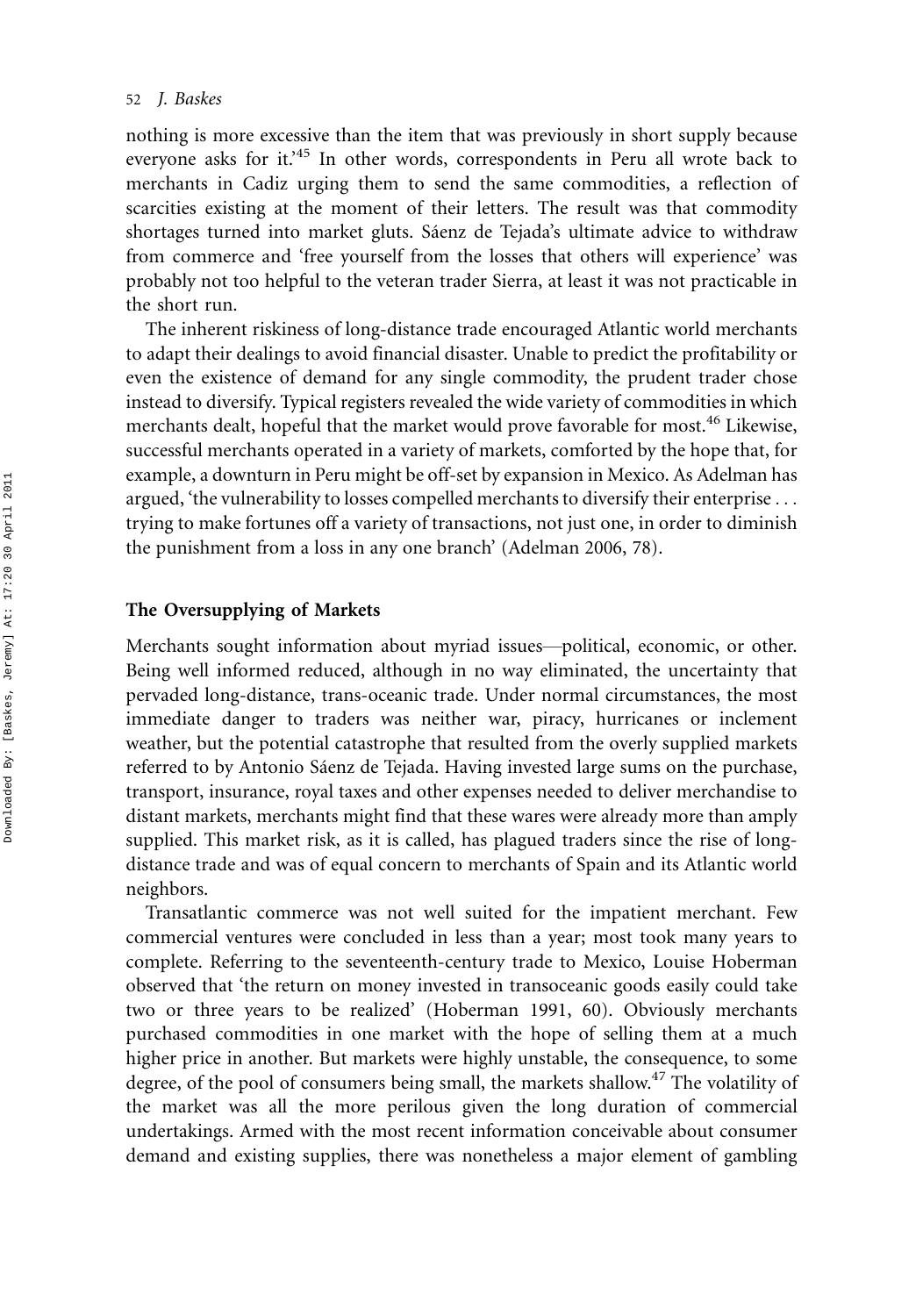nothing is more excessive than the item that was previously in short supply because everyone asks for it.'[45] In other words, correspondents in Peru all wrote back to merchants in Cadiz urging them to send the same commodities, a reflection of scarcities existing at the moment of their letters. The result was that commodity shortages turned into market gluts. Sáenz de Tejada's ultimate advice to withdraw from commerce and 'free yourself from the losses that others will experience' was probably not too helpful to the veteran trader Sierra, at least it was not practicable in the short run.

The inherent riskiness of long-distance trade encouraged Atlantic world merchants to adapt their dealings to avoid financial disaster. Unable to predict the profitability or even the existence of demand for any single commodity, the prudent trader chose instead to diversify. Typical registers revealed the wide variety of commodities in which merchants dealt, hopeful that the market would prove favorable for most.[46] Likewise, successful merchants operated in a variety of markets, comforted by the hope that, for example, a downturn in Peru might be off-set by expansion in Mexico. As Adelman has argued, 'the vulnerability to losses compelled merchants to diversify their enterprise . . . trying to make fortunes off a variety of transactions, not just one, in order to diminish the punishment from a loss in any one branch' (Adelman 2006, 78).

## The Oversupplying of Markets

Merchants sought information about myriad issues—political, economic, or other. Being well informed reduced, although in no way eliminated, the uncertainty that pervaded long-distance, trans-oceanic trade. Under normal circumstances, the most immediate danger to traders was neither war, piracy, hurricanes or inclement weather, but the potential catastrophe that resulted from the overly supplied markets referred to by Antonio Sáenz de Tejada. Having invested large sums on the purchase, transport, insurance, royal taxes and other expenses needed to deliver merchandise to distant markets, merchants might find that these wares were already more than amply supplied. This market risk, as it is called, has plagued traders since the rise of long-distance trade and was of equal concern to merchants of Spain and its Atlantic world neighbors.

Transatlantic commerce was not well suited for the impatient merchant. Few commercial ventures were concluded in less than a year; most took many years to complete. Referring to the seventeenth-century trade to Mexico, Louise Hoberman observed that 'the return on money invested in transoceanic goods easily could take two or three years to be realized' (Hoberman 1991, 60). Obviously merchants purchased commodities in one market with the hope of selling them at a much higher price in another. But markets were highly unstable, the consequence, to some degree, of the pool of consumers being small, the markets shallow.[47] The volatility of the market was all the more perilous given the long duration of commercial undertakings. Armed with the most recent information conceivable about consumer demand and existing supplies, there was nonetheless a major element of gambling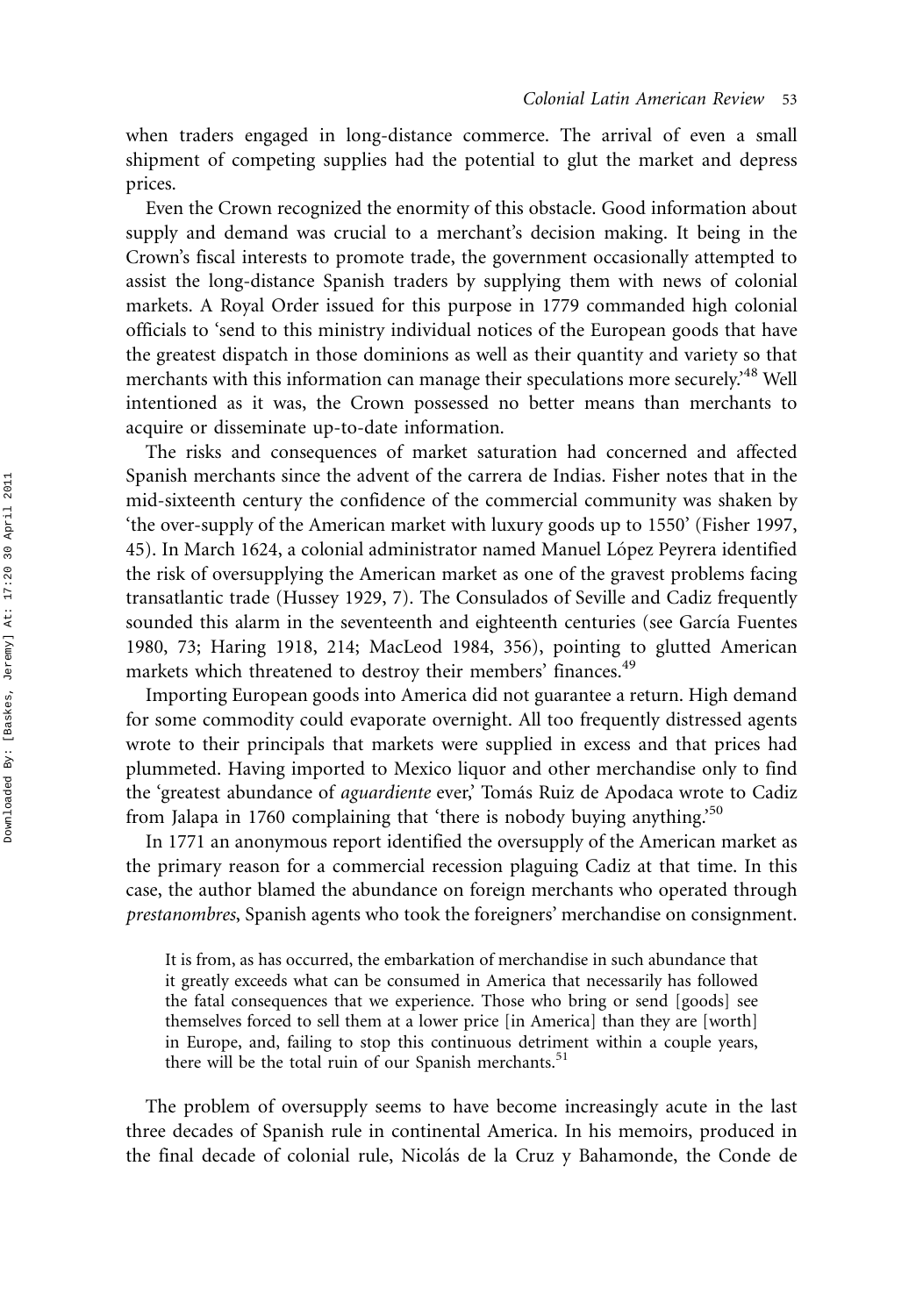when traders engaged in long-distance commerce. The arrival of even a small shipment of competing supplies had the potential to glut the market and depress prices.

Even the Crown recognized the enormity of this obstacle. Good information about supply and demand was crucial to a merchant's decision making. It being in the Crown's fiscal interests to promote trade, the government occasionally attempted to assist the long-distance Spanish traders by supplying them with news of colonial markets. A Royal Order issued for this purpose in 1779 commanded high colonial officials to 'send to this ministry individual notices of the European goods that have the greatest dispatch in those dominions as well as their quantity and variety so that merchants with this information can manage their speculations more securely.'[48] Well intentioned as it was, the Crown possessed no better means than merchants to acquire or disseminate up-to-date information.

The risks and consequences of market saturation had concerned and affected Spanish merchants since the advent of the carrera de Indias. Fisher notes that in the mid-sixteenth century the confidence of the commercial community was shaken by 'the over-supply of the American market with luxury goods up to 1550' (Fisher 1997, 45). In March 1624, a colonial administrator named Manuel López Peyrera identified the risk of oversupplying the American market as one of the gravest problems facing transatlantic trade (Hussey 1929, 7). The Consulados of Seville and Cadiz frequently sounded this alarm in the seventeenth and eighteenth centuries (see García Fuentes 1980, 73; Haring 1918, 214; MacLeod 1984, 356), pointing to glutted American markets which threatened to destroy their members' finances.[49]

Importing European goods into America did not guarantee a return. High demand for some commodity could evaporate overnight. All too frequently distressed agents wrote to their principals that markets were supplied in excess and that prices had plummeted. Having imported to Mexico liquor and other merchandise only to find the 'greatest abundance of *aguardiente* ever,' Tomás Ruiz de Apodaca wrote to Cadiz from Jalapa in 1760 complaining that 'there is nobody buying anything.'[50]

In 1771 an anonymous report identified the oversupply of the American market as the primary reason for a commercial recession plaguing Cadiz at that time. In this case, the author blamed the abundance on foreign merchants who operated through *prestanombres*, Spanish agents who took the foreigners' merchandise on consignment.

> It is from, as has occurred, the embarkation of merchandise in such abundance that it greatly exceeds what can be consumed in America that necessarily has followed the fatal consequences that we experience. Those who bring or send [goods] see themselves forced to sell them at a lower price [in America] than they are [worth] in Europe, and, failing to stop this continuous detriment within a couple years, there will be the total ruin of our Spanish merchants.[51]

The problem of oversupply seems to have become increasingly acute in the last three decades of Spanish rule in continental America. In his memoirs, produced in the final decade of colonial rule, Nicolás de la Cruz y Bahamonde, the Conde de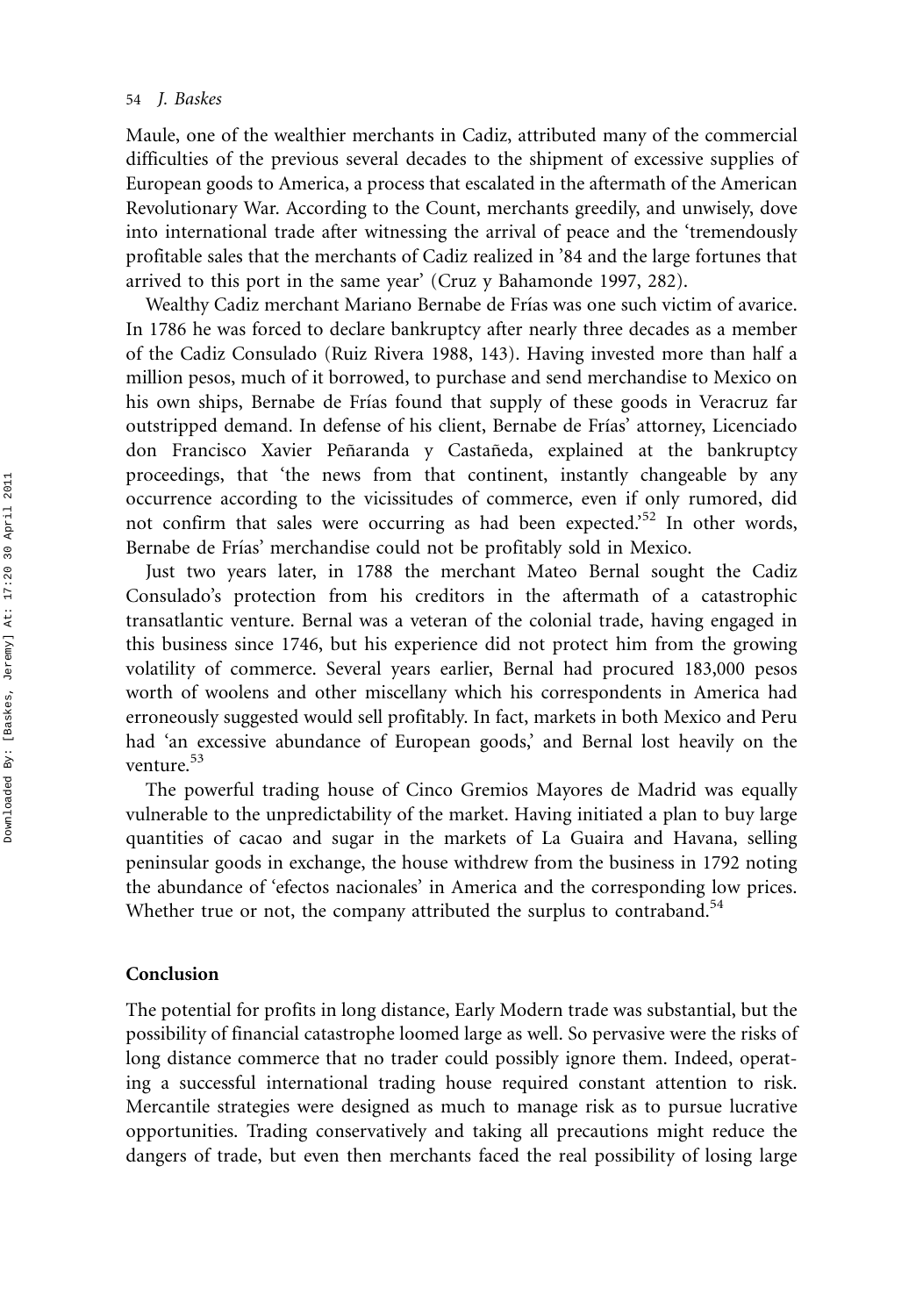Maule, one of the wealthier merchants in Cadiz, attributed many of the commercial difficulties of the previous several decades to the shipment of excessive supplies of European goods to America, a process that escalated in the aftermath of the American Revolutionary War. According to the Count, merchants greedily, and unwisely, dove into international trade after witnessing the arrival of peace and the 'tremendously profitable sales that the merchants of Cadiz realized in '84 and the large fortunes that arrived to this port in the same year' (Cruz y Bahamonde 1997, 282).

Wealthy Cadiz merchant Mariano Bernabe de Frías was one such victim of avarice. In 1786 he was forced to declare bankruptcy after nearly three decades as a member of the Cadiz Consulado (Ruiz Rivera 1988, 143). Having invested more than half a million pesos, much of it borrowed, to purchase and send merchandise to Mexico on his own ships, Bernabe de Frías found that supply of these goods in Veracruz far outstripped demand. In defense of his client, Bernabe de Frías' attorney, Licenciado don Francisco Xavier Peñaranda y Castañeda, explained at the bankruptcy proceedings, that 'the news from that continent, instantly changeable by any occurrence according to the vicissitudes of commerce, even if only rumored, did not confirm that sales were occurring as had been expected.'[52] In other words, Bernabe de Frías' merchandise could not be profitably sold in Mexico.

Just two years later, in 1788 the merchant Mateo Bernal sought the Cadiz Consulado's protection from his creditors in the aftermath of a catastrophic transatlantic venture. Bernal was a veteran of the colonial trade, having engaged in this business since 1746, but his experience did not protect him from the growing volatility of commerce. Several years earlier, Bernal had procured 183,000 pesos worth of woolens and other miscellany which his correspondents in America had erroneously suggested would sell profitably. In fact, markets in both Mexico and Peru had 'an excessive abundance of European goods,' and Bernal lost heavily on the venture.[53]

The powerful trading house of Cinco Gremios Mayores de Madrid was equally vulnerable to the unpredictability of the market. Having initiated a plan to buy large quantities of cacao and sugar in the markets of La Guaira and Havana, selling peninsular goods in exchange, the house withdrew from the business in 1792 noting the abundance of 'efectos nacionales' in America and the corresponding low prices. Whether true or not, the company attributed the surplus to contraband.[54]

## Conclusion

The potential for profits in long distance, Early Modern trade was substantial, but the possibility of financial catastrophe loomed large as well. So pervasive were the risks of long distance commerce that no trader could possibly ignore them. Indeed, operating a successful international trading house required constant attention to risk. Mercantile strategies were designed as much to manage risk as to pursue lucrative opportunities. Trading conservatively and taking all precautions might reduce the dangers of trade, but even then merchants faced the real possibility of losing large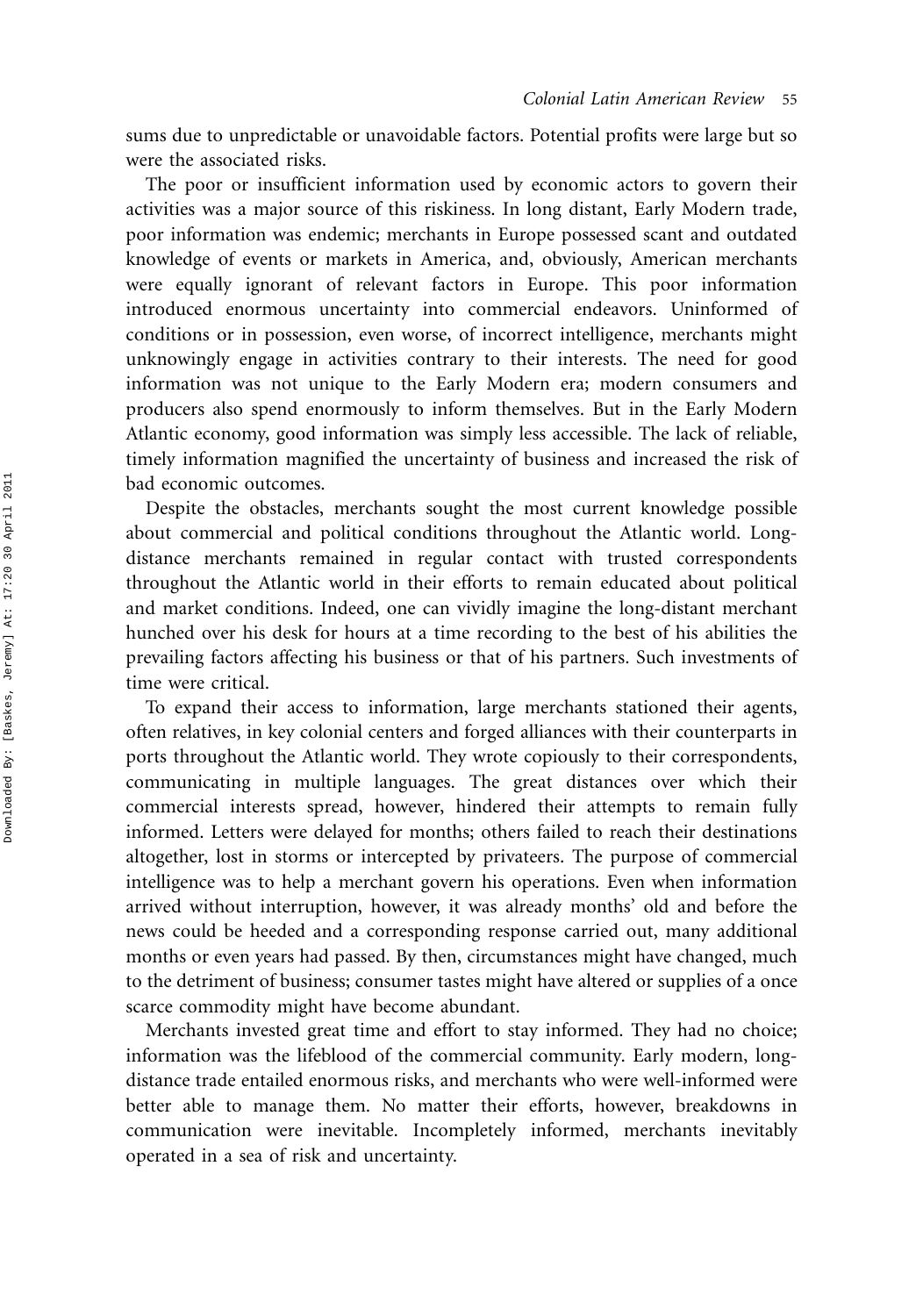sums due to unpredictable or unavoidable factors. Potential profits were large but so were the associated risks.

The poor or insufficient information used by economic actors to govern their activities was a major source of this riskiness. In long distant, Early Modern trade, poor information was endemic; merchants in Europe possessed scant and outdated knowledge of events or markets in America, and, obviously, American merchants were equally ignorant of relevant factors in Europe. This poor information introduced enormous uncertainty into commercial endeavors. Uninformed of conditions or in possession, even worse, of incorrect intelligence, merchants might unknowingly engage in activities contrary to their interests. The need for good information was not unique to the Early Modern era; modern consumers and producers also spend enormously to inform themselves. But in the Early Modern Atlantic economy, good information was simply less accessible. The lack of reliable, timely information magnified the uncertainty of business and increased the risk of bad economic outcomes.

Despite the obstacles, merchants sought the most current knowledge possible about commercial and political conditions throughout the Atlantic world. Long-distance merchants remained in regular contact with trusted correspondents throughout the Atlantic world in their efforts to remain educated about political and market conditions. Indeed, one can vividly imagine the long-distant merchant hunched over his desk for hours at a time recording to the best of his abilities the prevailing factors affecting his business or that of his partners. Such investments of time were critical.

To expand their access to information, large merchants stationed their agents, often relatives, in key colonial centers and forged alliances with their counterparts in ports throughout the Atlantic world. They wrote copiously to their correspondents, communicating in multiple languages. The great distances over which their commercial interests spread, however, hindered their attempts to remain fully informed. Letters were delayed for months; others failed to reach their destinations altogether, lost in storms or intercepted by privateers. The purpose of commercial intelligence was to help a merchant govern his operations. Even when information arrived without interruption, however, it was already months' old and before the news could be heeded and a corresponding response carried out, many additional months or even years had passed. By then, circumstances might have changed, much to the detriment of business; consumer tastes might have altered or supplies of a once scarce commodity might have become abundant.

Merchants invested great time and effort to stay informed. They had no choice; information was the lifeblood of the commercial community. Early modern, long-distance trade entailed enormous risks, and merchants who were well-informed were better able to manage them. No matter their efforts, however, breakdowns in communication were inevitable. Incompletely informed, merchants inevitably operated in a sea of risk and uncertainty.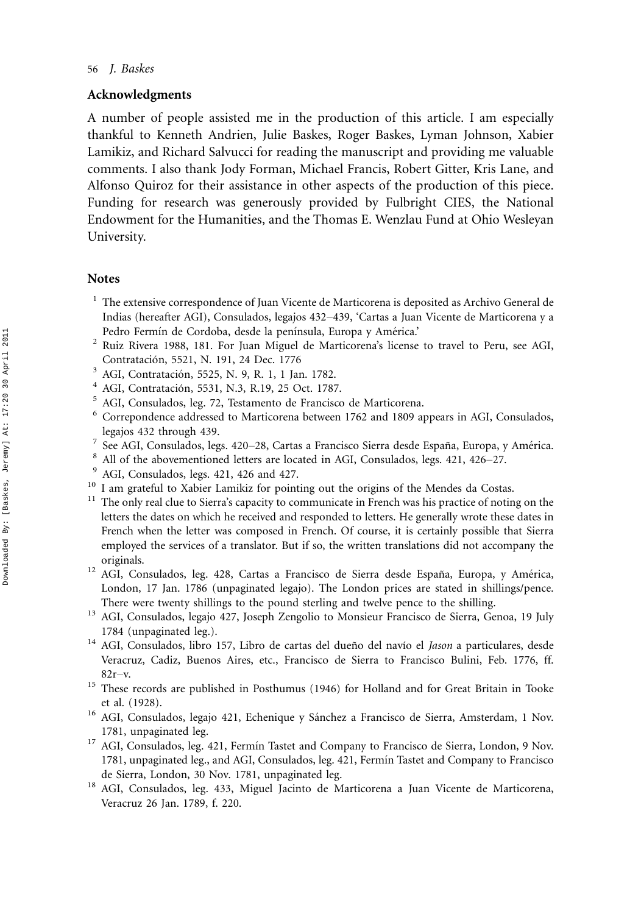## Acknowledgments

A number of people assisted me in the production of this article. I am especially thankful to Kenneth Andrien, Julie Baskes, Roger Baskes, Lyman Johnson, Xabier Lamikiz, and Richard Salvucci for reading the manuscript and providing me valuable comments. I also thank Jody Forman, Michael Francis, Robert Gitter, Kris Lane, and Alfonso Quiroz for their assistance in other aspects of the production of this piece. Funding for research was generously provided by Fulbright CIES, the National Endowment for the Humanities, and the Thomas E. Wenzlau Fund at Ohio Wesleyan University.

## Notes

1. The extensive correspondence of Juan Vicente de Marticorena is deposited as Archivo General de Indias (hereafter AGI), Consulados, legajos 432–439, 'Cartas a Juan Vicente de Marticorena y a Pedro Fermín de Cordoba, desde la península, Europa y América.'
2. Ruiz Rivera 1988, 181. For Juan Miguel de Marticorena's license to travel to Peru, see AGI, Contratación, 5521, N. 191, 24 Dec. 1776
3. AGI, Contratación, 5525, N. 9, R. 1, 1 Jan. 1782.
4. AGI, Contratación, 5531, N.3, R.19, 25 Oct. 1787.
5. AGI, Consulados, leg. 72, Testamento de Francisco de Marticorena.
6. Correpondence addressed to Marticorena between 1762 and 1809 appears in AGI, Consulados, legajos 432 through 439.
7. See AGI, Consulados, legs. 420–28, Cartas a Francisco Sierra desde España, Europa, y América.
8. All of the abovementioned letters are located in AGI, Consulados, legs. 421, 426–27.
9. AGI, Consulados, legs. 421, 426 and 427.
10. I am grateful to Xabier Lamikiz for pointing out the origins of the Mendes da Costas.
11. The only real clue to Sierra's capacity to communicate in French was his practice of noting on the letters the dates on which he received and responded to letters. He generally wrote these dates in French when the letter was composed in French. Of course, it is certainly possible that Sierra employed the services of a translator. But if so, the written translations did not accompany the originals.
12. AGI, Consulados, leg. 428, Cartas a Francisco de Sierra desde España, Europa, y América, London, 17 Jan. 1786 (unpaginated legajo). The London prices are stated in shillings/pence. There were twenty shillings to the pound sterling and twelve pence to the shilling.
13. AGI, Consulados, legajo 427, Joseph Zengolio to Monsieur Francisco de Sierra, Genoa, 19 July 1784 (unpaginated leg.).
14. AGI, Consulados, libro 157, Libro de cartas del dueño del navío el *Jason* a particulares, desde Veracruz, Cadiz, Buenos Aires, etc., Francisco de Sierra to Francisco Bulini, Feb. 1776, ff. 82r–v.
15. These records are published in Posthumus (1946) for Holland and for Great Britain in Tooke et al. (1928).
16. AGI, Consulados, legajo 421, Echenique y Sánchez a Francisco de Sierra, Amsterdam, 1 Nov. 1781, unpaginated leg.
17. AGI, Consulados, leg. 421, Fermín Tastet and Company to Francisco de Sierra, London, 9 Nov. 1781, unpaginated leg., and AGI, Consulados, leg. 421, Fermín Tastet and Company to Francisco de Sierra, London, 30 Nov. 1781, unpaginated leg.
18. AGI, Consulados, leg. 433, Miguel Jacinto de Marticorena a Juan Vicente de Marticorena, Veracruz 26 Jan. 1789, f. 220.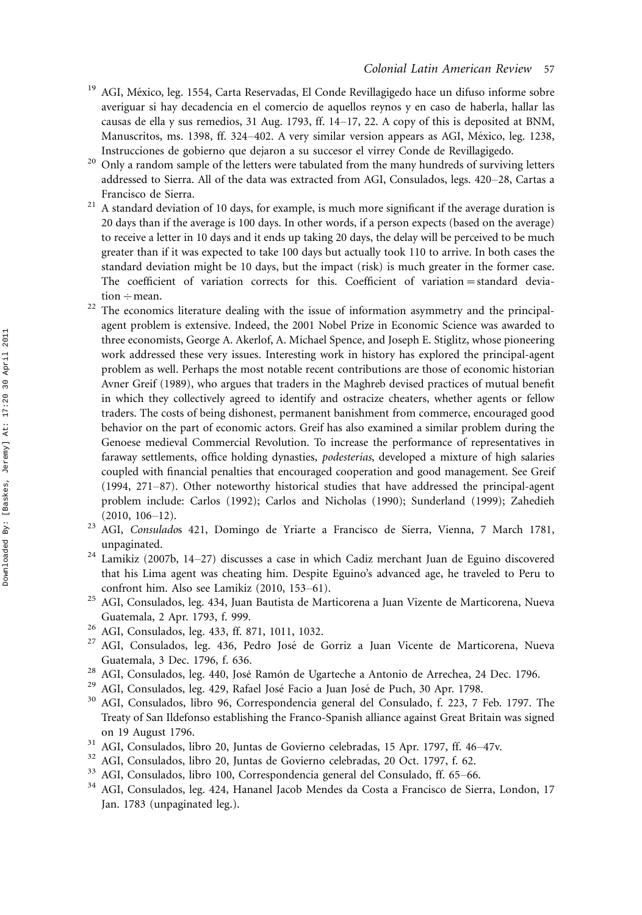[19] AGI, México, leg. 1554, Carta Reservadas, El Conde Revillagigedo hace un difuso informe sobre averiguar si hay decadencia en el comercio de aquellos reynos y en caso de haberla, hallar las causas de ella y sus remedios, 31 Aug. 1793, ff. 14–17, 22. A copy of this is deposited at BNM, Manuscritos, ms. 1398, ff. 324–402. A very similar version appears as AGI, México, leg. 1238, Instrucciones de gobierno que dejaron a su succesor el virrey Conde de Revillagigedo.

[20] Only a random sample of the letters were tabulated from the many hundreds of surviving letters addressed to Sierra. All of the data was extracted from AGI, Consulados, legs. 420–28, Cartas a Francisco de Sierra.

[21] A standard deviation of 10 days, for example, is much more significant if the average duration is 20 days than if the average is 100 days. In other words, if a person expects (based on the average) to receive a letter in 10 days and it ends up taking 20 days, the delay will be perceived to be much greater than if it was expected to take 100 days but actually took 110 to arrive. In both cases the standard deviation might be 10 days, but the impact (risk) is much greater in the former case. The coefficient of variation corrects for this. Coefficient of variation = standard deviation ÷ mean.

[22] The economics literature dealing with the issue of information asymmetry and the principal-agent problem is extensive. Indeed, the 2001 Nobel Prize in Economic Science was awarded to three economists, George A. Akerlof, A. Michael Spence, and Joseph E. Stiglitz, whose pioneering work addressed these very issues. Interesting work in history has explored the principal-agent problem as well. Perhaps the most notable recent contributions are those of economic historian Avner Greif (1989), who argues that traders in the Maghreb devised practices of mutual benefit in which they collectively agreed to identify and ostracize cheaters, whether agents or fellow traders. The costs of being dishonest, permanent banishment from commerce, encouraged good behavior on the part of economic actors. Greif has also examined a similar problem during the Genoese medieval Commercial Revolution. To increase the performance of representatives in faraway settlements, office holding dynasties, *podesterias*, developed a mixture of high salaries coupled with financial penalties that encouraged cooperation and good management. See Greif (1994, 271–87). Other noteworthy historical studies that have addressed the principal-agent problem include: Carlos (1992); Carlos and Nicholas (1990); Sunderland (1999); Zahedieh (2010, 106–12).

[23] AGI, *Consulado*s 421, Domingo de Yriarte a Francisco de Sierra, Vienna, 7 March 1781, unpaginated.

[24] Lamikiz (2007b, 14–27) discusses a case in which Cadiz merchant Juan de Eguino discovered that his Lima agent was cheating him. Despite Eguino's advanced age, he traveled to Peru to confront him. Also see Lamikiz (2010, 153–61).

[25] AGI, Consulados, leg. 434, Juan Bautista de Marticorena a Juan Vizente de Marticorena, Nueva Guatemala, 2 Apr. 1793, f. 999.

[26] AGI, Consulados, leg. 433, ff. 871, 1011, 1032.

[27] AGI, Consulados, leg. 436, Pedro José de Gorriz a Juan Vicente de Marticorena, Nueva Guatemala, 3 Dec. 1796, f. 636.

[28] AGI, Consulados, leg. 440, José Ramón de Ugarteche a Antonio de Arrechea, 24 Dec. 1796.

[29] AGI, Consulados, leg. 429, Rafael José Facio a Juan José de Puch, 30 Apr. 1798.

[30] AGI, Consulados, libro 96, Correspondencia general del Consulado, f. 223, 7 Feb. 1797. The Treaty of San Ildefonso establishing the Franco-Spanish alliance against Great Britain was signed on 19 August 1796.

[31] AGI, Consulados, libro 20, Juntas de Govierno celebradas, 15 Apr. 1797, ff. 46–47v.

[32] AGI, Consulados, libro 20, Juntas de Govierno celebradas, 20 Oct. 1797, f. 62.

[33] AGI, Consulados, libro 100, Correspondencia general del Consulado, ff. 65–66.

[34] AGI, Consulados, leg. 424, Hananel Jacob Mendes da Costa a Francisco de Sierra, London, 17 Jan. 1783 (unpaginated leg.).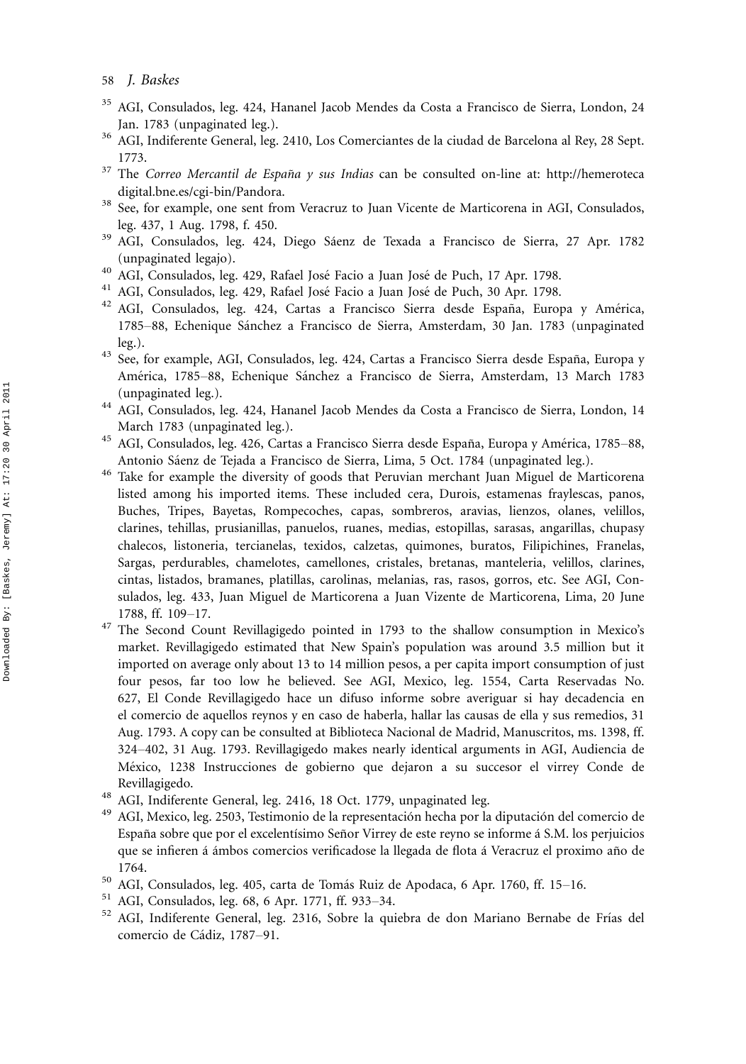[35] AGI, Consulados, leg. 424, Hananel Jacob Mendes da Costa a Francisco de Sierra, London, 24 Jan. 1783 (unpaginated leg.).

[36] AGI, Indiferente General, leg. 2410, Los Comerciantes de la ciudad de Barcelona al Rey, 28 Sept. 1773.

[37] The *Correo Mercantil de España y sus Indias* can be consulted on-line at: http://hemerotecadigital.bne.es/cgi-bin/Pandora.

[38] See, for example, one sent from Veracruz to Juan Vicente de Marticorena in AGI, Consulados, leg. 437, 1 Aug. 1798, f. 450.

[39] AGI, Consulados, leg. 424, Diego Sáenz de Texada a Francisco de Sierra, 27 Apr. 1782 (unpaginated legajo).

[40] AGI, Consulados, leg. 429, Rafael José Facio a Juan José de Puch, 17 Apr. 1798.

[41] AGI, Consulados, leg. 429, Rafael José Facio a Juan José de Puch, 30 Apr. 1798.

[42] AGI, Consulados, leg. 424, Cartas a Francisco Sierra desde España, Europa y América, 1785–88, Echenique Sánchez a Francisco de Sierra, Amsterdam, 30 Jan. 1783 (unpaginated leg.).

[43] See, for example, AGI, Consulados, leg. 424, Cartas a Francisco Sierra desde España, Europa y América, 1785–88, Echenique Sánchez a Francisco de Sierra, Amsterdam, 13 March 1783 (unpaginated leg.).

[44] AGI, Consulados, leg. 424, Hananel Jacob Mendes da Costa a Francisco de Sierra, London, 14 March 1783 (unpaginated leg.).

[45] AGI, Consulados, leg. 426, Cartas a Francisco Sierra desde España, Europa y América, 1785–88, Antonio Sáenz de Tejada a Francisco de Sierra, Lima, 5 Oct. 1784 (unpaginated leg.).

[46] Take for example the diversity of goods that Peruvian merchant Juan Miguel de Marticorena listed among his imported items. These included cera, Durois, estamenas fraylescas, panos, Buches, Tripes, Bayetas, Rompecoches, capas, sombreros, aravias, lienzos, olanes, velillos, clarines, tehillas, prusianillas, panuelos, ruanes, medias, estopillas, sarasas, angarillas, chupasy chalecos, listoneria, tercianelas, texidos, calzetas, quimones, buratos, Filipichines, Franelas, Sargas, perdurables, chamelotes, camellones, cristales, bretanas, manteleria, velillos, clarines, cintas, listados, bramanes, platillas, carolinas, melanias, ras, rasos, gorros, etc. See AGI, Consulados, leg. 433, Juan Miguel de Marticorena a Juan Vizente de Marticorena, Lima, 20 June 1788, ff. 109–17.

[47] The Second Count Revillagigedo pointed in 1793 to the shallow consumption in Mexico's market. Revillagigedo estimated that New Spain's population was around 3.5 million but it imported on average only about 13 to 14 million pesos, a per capita import consumption of just four pesos, far too low he believed. See AGI, Mexico, leg. 1554, Carta Reservadas No. 627, El Conde Revillagigedo hace un difuso informe sobre averiguar si hay decadencia en el comercio de aquellos reynos y en caso de haberla, hallar las causas de ella y sus remedios, 31 Aug. 1793. A copy can be consulted at Biblioteca Nacional de Madrid, Manuscritos, ms. 1398, ff. 324–402, 31 Aug. 1793. Revillagigedo makes nearly identical arguments in AGI, Audiencia de México, 1238 Instrucciones de gobierno que dejaron a su succesor el virrey Conde de Revillagigedo.

[48] AGI, Indiferente General, leg. 2416, 18 Oct. 1779, unpaginated leg.

[49] AGI, Mexico, leg. 2503, Testimonio de la representación hecha por la diputación del comercio de España sobre que por el excelentísimo Señor Virrey de este reyno se informe á S.M. los perjuicios que se infieren á ámbos comercios verificadose la llegada de flota á Veracruz el proximo año de 1764.

[50] AGI, Consulados, leg. 405, carta de Tomás Ruiz de Apodaca, 6 Apr. 1760, ff. 15–16.

[51] AGI, Consulados, leg. 68, 6 Apr. 1771, ff. 933–34.

[52] AGI, Indiferente General, leg. 2316, Sobre la quiebra de don Mariano Bernabe de Frías del comercio de Cádiz, 1787–91.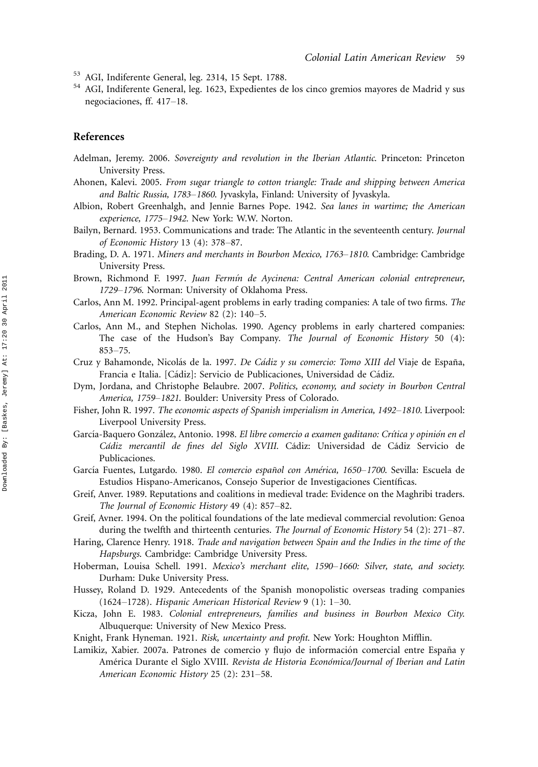[53] AGI, Indiferente General, leg. 2314, 15 Sept. 1788.

[54] AGI, Indiferente General, leg. 1623, Expedientes de los cinco gremios mayores de Madrid y sus negociaciones, ff. 417–18.

## References

Adelman, Jeremy. 2006. *Sovereignty and revolution in the Iberian Atlantic*. Princeton: Princeton University Press.

Ahonen, Kalevi. 2005. *From sugar triangle to cotton triangle: Trade and shipping between America and Baltic Russia, 1783–1860*. Jyvaskyla, Finland: University of Jyvaskyla.

Albion, Robert Greenhalgh, and Jennie Barnes Pope. 1942. *Sea lanes in wartime; the American experience, 1775–1942*. New York: W.W. Norton.

Bailyn, Bernard. 1953. Communications and trade: The Atlantic in the seventeenth century. *Journal of Economic History* 13 (4): 378–87.

Brading, D. A. 1971. *Miners and merchants in Bourbon Mexico, 1763–1810*. Cambridge: Cambridge University Press.

Brown, Richmond F. 1997. *Juan Fermín de Aycinena: Central American colonial entrepreneur, 1729–1796*. Norman: University of Oklahoma Press.

Carlos, Ann M. 1992. Principal-agent problems in early trading companies: A tale of two firms. *The American Economic Review* 82 (2): 140–5.

Carlos, Ann M., and Stephen Nicholas. 1990. Agency problems in early chartered companies: The case of the Hudson's Bay Company. *The Journal of Economic History* 50 (4): 853–75.

Cruz y Bahamonde, Nicolás de la. 1997. *De Cádiz y su comercio: Tomo XIII del* Viaje de España, Francia e Italia. [Cádiz]: Servicio de Publicaciones, Universidad de Cádiz.

Dym, Jordana, and Christophe Belaubre. 2007. *Politics, economy, and society in Bourbon Central America, 1759–1821*. Boulder: University Press of Colorado.

Fisher, John R. 1997. *The economic aspects of Spanish imperialism in America, 1492–1810*. Liverpool: Liverpool University Press.

García-Baquero González, Antonio. 1998. *El libre comercio a examen gaditano: Crítica y opinión en el Cádiz mercantil de fines del Siglo XVIII*. Cádiz: Universidad de Cádiz Servicio de Publicaciones.

García Fuentes, Lutgardo. 1980. *El comercio español con América, 1650–1700*. Sevilla: Escuela de Estudios Hispano-Americanos, Consejo Superior de Investigaciones Científicas.

Greif, Anver. 1989. Reputations and coalitions in medieval trade: Evidence on the Maghribi traders. *The Journal of Economic History* 49 (4): 857–82.

Greif, Avner. 1994. On the political foundations of the late medieval commercial revolution: Genoa during the twelfth and thirteenth centuries. *The Journal of Economic History* 54 (2): 271–87.

Haring, Clarence Henry. 1918. *Trade and navigation between Spain and the Indies in the time of the Hapsburgs*. Cambridge: Cambridge University Press.

Hoberman, Louisa Schell. 1991. *Mexico's merchant elite, 1590–1660: Silver, state, and society*. Durham: Duke University Press.

Hussey, Roland D. 1929. Antecedents of the Spanish monopolistic overseas trading companies (1624–1728). *Hispanic American Historical Review* 9 (1): 1–30.

Kicza, John E. 1983. *Colonial entrepreneurs, families and business in Bourbon Mexico City*. Albuquerque: University of New Mexico Press.

Knight, Frank Hyneman. 1921. *Risk, uncertainty and profit*. New York: Houghton Mifflin.

Lamikiz, Xabier. 2007a. Patrones de comercio y flujo de información comercial entre España y América Durante el Siglo XVIII. *Revista de Historia Económica/Journal of Iberian and Latin American Economic History* 25 (2): 231–58.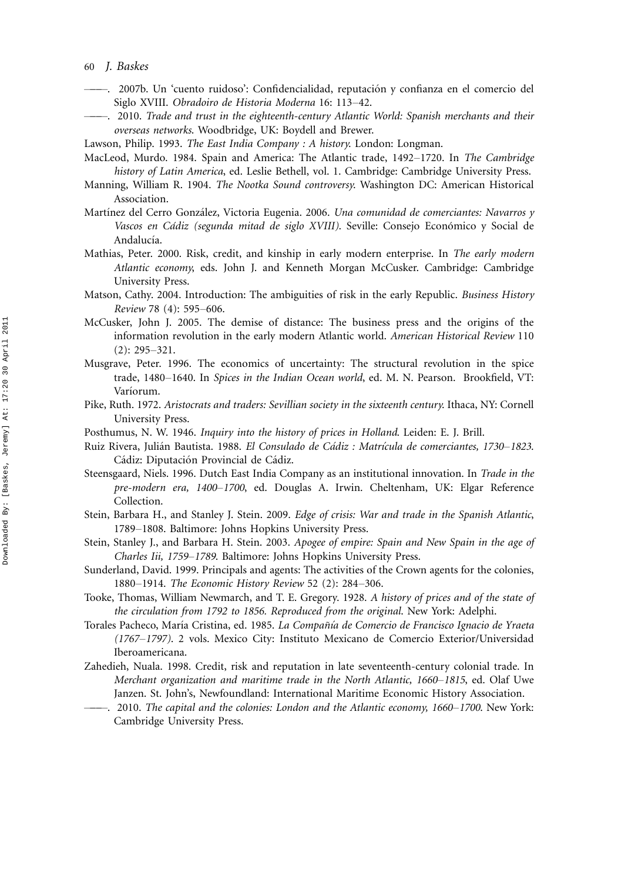——. 2007b. Un 'cuento ruidoso': Confidencialidad, reputación y confianza en el comercio del Siglo XVIII. *Obradoiro de Historia Moderna* 16: 113–42.

——. 2010. *Trade and trust in the eighteenth-century Atlantic World: Spanish merchants and their overseas networks*. Woodbridge, UK: Boydell and Brewer.

Lawson, Philip. 1993. *The East India Company : A history*. London: Longman.

MacLeod, Murdo. 1984. Spain and America: The Atlantic trade, 1492–1720. In *The Cambridge history of Latin America*, ed. Leslie Bethell, vol. 1. Cambridge: Cambridge University Press.

Manning, William R. 1904. *The Nootka Sound controversy*. Washington DC: American Historical Association.

Martínez del Cerro González, Victoria Eugenia. 2006. *Una comunidad de comerciantes: Navarros y Vascos en Cádiz (segunda mitad de siglo XVIII)*. Seville: Consejo Económico y Social de Andalucía.

Mathias, Peter. 2000. Risk, credit, and kinship in early modern enterprise. In *The early modern Atlantic economy*, eds. John J. and Kenneth Morgan McCusker. Cambridge: Cambridge University Press.

Matson, Cathy. 2004. Introduction: The ambiguities of risk in the early Republic. *Business History Review* 78 (4): 595–606.

McCusker, John J. 2005. The demise of distance: The business press and the origins of the information revolution in the early modern Atlantic world. *American Historical Review* 110 (2): 295–321.

Musgrave, Peter. 1996. The economics of uncertainty: The structural revolution in the spice trade, 1480–1640. In *Spices in the Indian Ocean world*, ed. M. N. Pearson. Brookfield, VT: Varíorum.

Pike, Ruth. 1972. *Aristocrats and traders: Sevillian society in the sixteenth century*. Ithaca, NY: Cornell University Press.

Posthumus, N. W. 1946. *Inquiry into the history of prices in Holland*. Leiden: E. J. Brill.

Ruiz Rivera, Julián Bautista. 1988. *El Consulado de Cádiz : Matrícula de comerciantes, 1730–1823*. Cádiz: Diputación Provincial de Cádiz.

Steensgaard, Niels. 1996. Dutch East India Company as an institutional innovation. In *Trade in the pre-modern era, 1400–1700*, ed. Douglas A. Irwin. Cheltenham, UK: Elgar Reference Collection.

Stein, Barbara H., and Stanley J. Stein. 2009. *Edge of crisis: War and trade in the Spanish Atlantic, 1789–1808*. Baltimore: Johns Hopkins University Press.

Stein, Stanley J., and Barbara H. Stein. 2003. *Apogee of empire: Spain and New Spain in the age of Charles Iii, 1759–1789*. Baltimore: Johns Hopkins University Press.

Sunderland, David. 1999. Principals and agents: The activities of the Crown agents for the colonies, 1880–1914. *The Economic History Review* 52 (2): 284–306.

Tooke, Thomas, William Newmarch, and T. E. Gregory. 1928. *A history of prices and of the state of the circulation from 1792 to 1856. Reproduced from the original*. New York: Adelphi.

Torales Pacheco, María Cristina, ed. 1985. *La Compañía de Comercio de Francisco Ignacio de Yraeta (1767–1797)*. 2 vols. Mexico City: Instituto Mexicano de Comercio Exterior/Universidad Iberoamericana.

Zahedieh, Nuala. 1998. Credit, risk and reputation in late seventeenth-century colonial trade. In *Merchant organization and maritime trade in the North Atlantic, 1660–1815*, ed. Olaf Uwe Janzen. St. John's, Newfoundland: International Maritime Economic History Association.

——. 2010. *The capital and the colonies: London and the Atlantic economy, 1660–1700*. New York: Cambridge University Press.